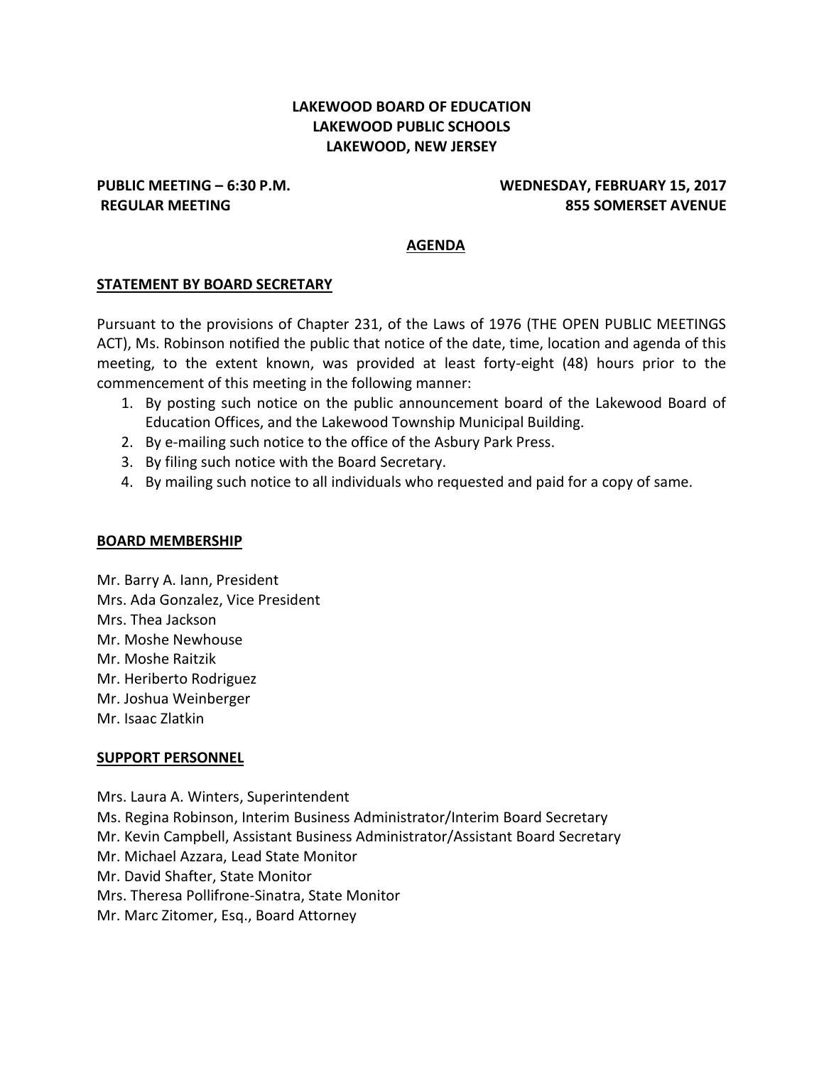# LAKEWOOD BOARD OF EDUCATION
# LAKEWOOD PUBLIC SCHOOLS
# LAKEWOOD, NEW JERSEY

**PUBLIC MEETING – 6:30 P.M.** **WEDNESDAY, FEBRUARY 15, 2017**
**REGULAR MEETING** **855 SOMERSET AVENUE**

## AGENDA

### STATEMENT BY BOARD SECRETARY

Pursuant to the provisions of Chapter 231, of the Laws of 1976 (THE OPEN PUBLIC MEETINGS ACT), Ms. Robinson notified the public that notice of the date, time, location and agenda of this meeting, to the extent known, was provided at least forty-eight (48) hours prior to the commencement of this meeting in the following manner:

1. By posting such notice on the public announcement board of the Lakewood Board of Education Offices, and the Lakewood Township Municipal Building.
2. By e-mailing such notice to the office of the Asbury Park Press.
3. By filing such notice with the Board Secretary.
4. By mailing such notice to all individuals who requested and paid for a copy of same.

### BOARD MEMBERSHIP

Mr. Barry A. Iann, President
Mrs. Ada Gonzalez, Vice President
Mrs. Thea Jackson
Mr. Moshe Newhouse
Mr. Moshe Raitzik
Mr. Heriberto Rodriguez
Mr. Joshua Weinberger
Mr. Isaac Zlatkin

### SUPPORT PERSONNEL

Mrs. Laura A. Winters, Superintendent
Ms. Regina Robinson, Interim Business Administrator/Interim Board Secretary
Mr. Kevin Campbell, Assistant Business Administrator/Assistant Board Secretary
Mr. Michael Azzara, Lead State Monitor
Mr. David Shafter, State Monitor
Mrs. Theresa Pollifrone-Sinatra, State Monitor
Mr. Marc Zitomer, Esq., Board Attorney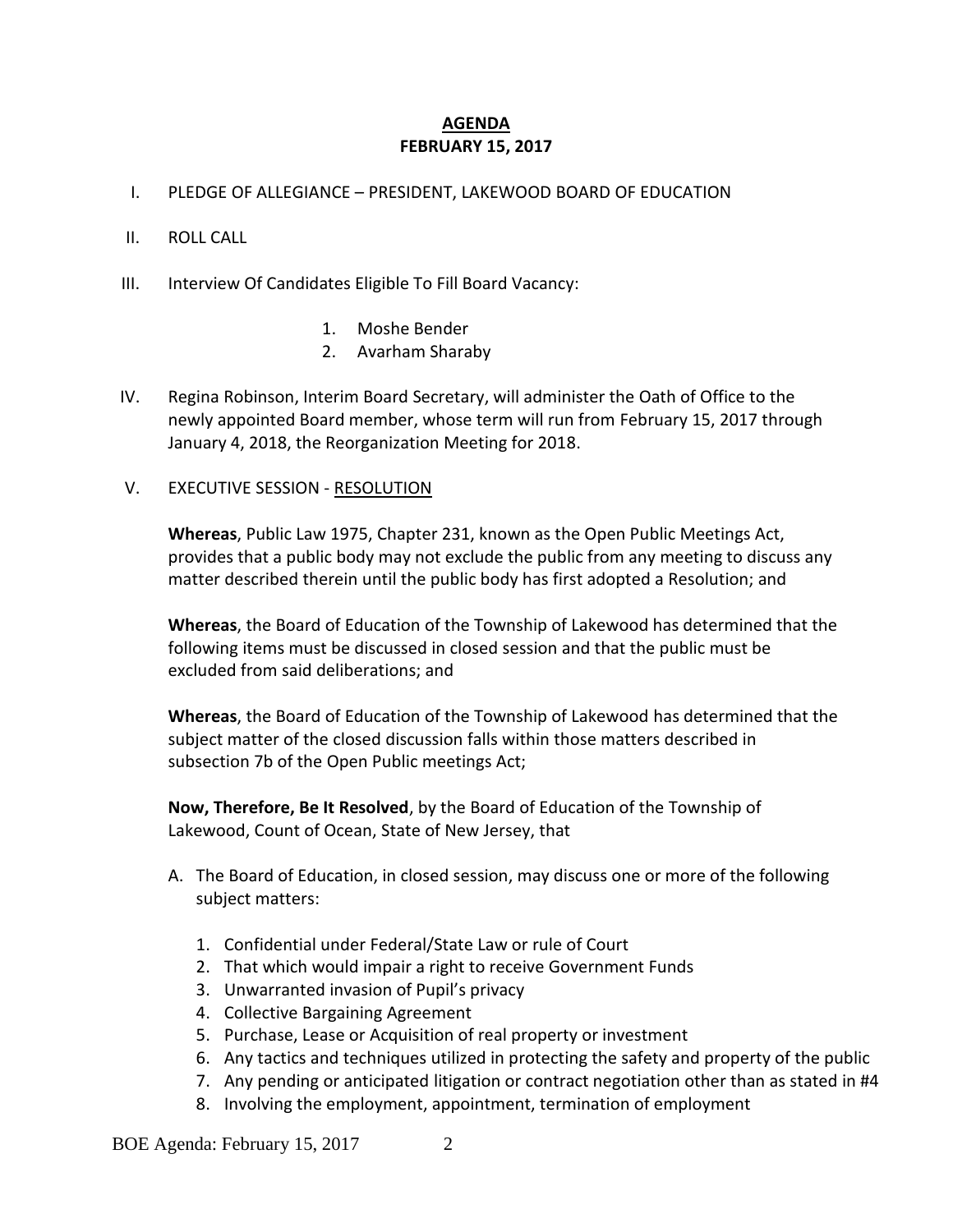**AGENDA**
**FEBRUARY 15, 2017**

I. PLEDGE OF ALLEGIANCE – PRESIDENT, LAKEWOOD BOARD OF EDUCATION

II. ROLL CALL

III. Interview Of Candidates Eligible To Fill Board Vacancy:

1. Moshe Bender
2. Avarham Sharaby

IV. Regina Robinson, Interim Board Secretary, will administer the Oath of Office to the newly appointed Board member, whose term will run from February 15, 2017 through January 4, 2018, the Reorganization Meeting for 2018.

V. EXECUTIVE SESSION - RESOLUTION

**Whereas**, Public Law 1975, Chapter 231, known as the Open Public Meetings Act, provides that a public body may not exclude the public from any meeting to discuss any matter described therein until the public body has first adopted a Resolution; and

**Whereas**, the Board of Education of the Township of Lakewood has determined that the following items must be discussed in closed session and that the public must be excluded from said deliberations; and

**Whereas**, the Board of Education of the Township of Lakewood has determined that the subject matter of the closed discussion falls within those matters described in subsection 7b of the Open Public meetings Act;

**Now, Therefore, Be It Resolved**, by the Board of Education of the Township of Lakewood, Count of Ocean, State of New Jersey, that

A. The Board of Education, in closed session, may discuss one or more of the following subject matters:

1. Confidential under Federal/State Law or rule of Court
2. That which would impair a right to receive Government Funds
3. Unwarranted invasion of Pupil's privacy
4. Collective Bargaining Agreement
5. Purchase, Lease or Acquisition of real property or investment
6. Any tactics and techniques utilized in protecting the safety and property of the public
7. Any pending or anticipated litigation or contract negotiation other than as stated in #4
8. Involving the employment, appointment, termination of employment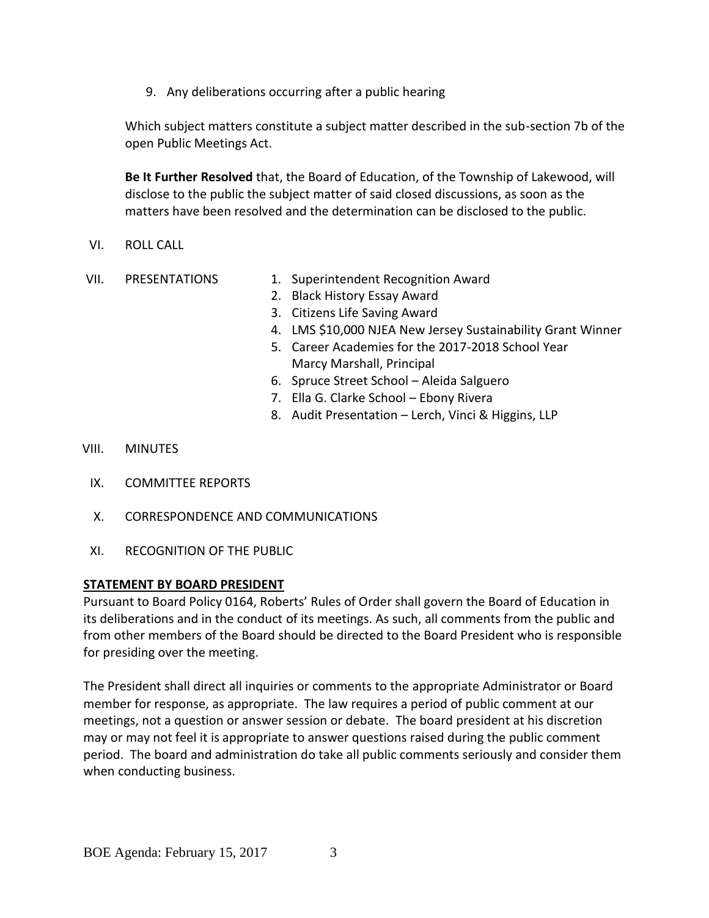9. Any deliberations occurring after a public hearing

Which subject matters constitute a subject matter described in the sub-section 7b of the open Public Meetings Act.

**Be It Further Resolved** that, the Board of Education, of the Township of Lakewood, will disclose to the public the subject matter of said closed discussions, as soon as the matters have been resolved and the determination can be disclosed to the public.

VI. ROLL CALL

VII. PRESENTATIONS

1. Superintendent Recognition Award
2. Black History Essay Award
3. Citizens Life Saving Award
4. LMS $10,000 NJEA New Jersey Sustainability Grant Winner
5. Career Academies for the 2017-2018 School Year
   Marcy Marshall, Principal
6. Spruce Street School – Aleida Salguero
7. Ella G. Clarke School – Ebony Rivera
8. Audit Presentation – Lerch, Vinci & Higgins, LLP

VIII. MINUTES

IX. COMMITTEE REPORTS

X. CORRESPONDENCE AND COMMUNICATIONS

XI. RECOGNITION OF THE PUBLIC

**STATEMENT BY BOARD PRESIDENT**

Pursuant to Board Policy 0164, Roberts' Rules of Order shall govern the Board of Education in its deliberations and in the conduct of its meetings. As such, all comments from the public and from other members of the Board should be directed to the Board President who is responsible for presiding over the meeting.

The President shall direct all inquiries or comments to the appropriate Administrator or Board member for response, as appropriate. The law requires a period of public comment at our meetings, not a question or answer session or debate. The board president at his discretion may or may not feel it is appropriate to answer questions raised during the public comment period. The board and administration do take all public comments seriously and consider them when conducting business.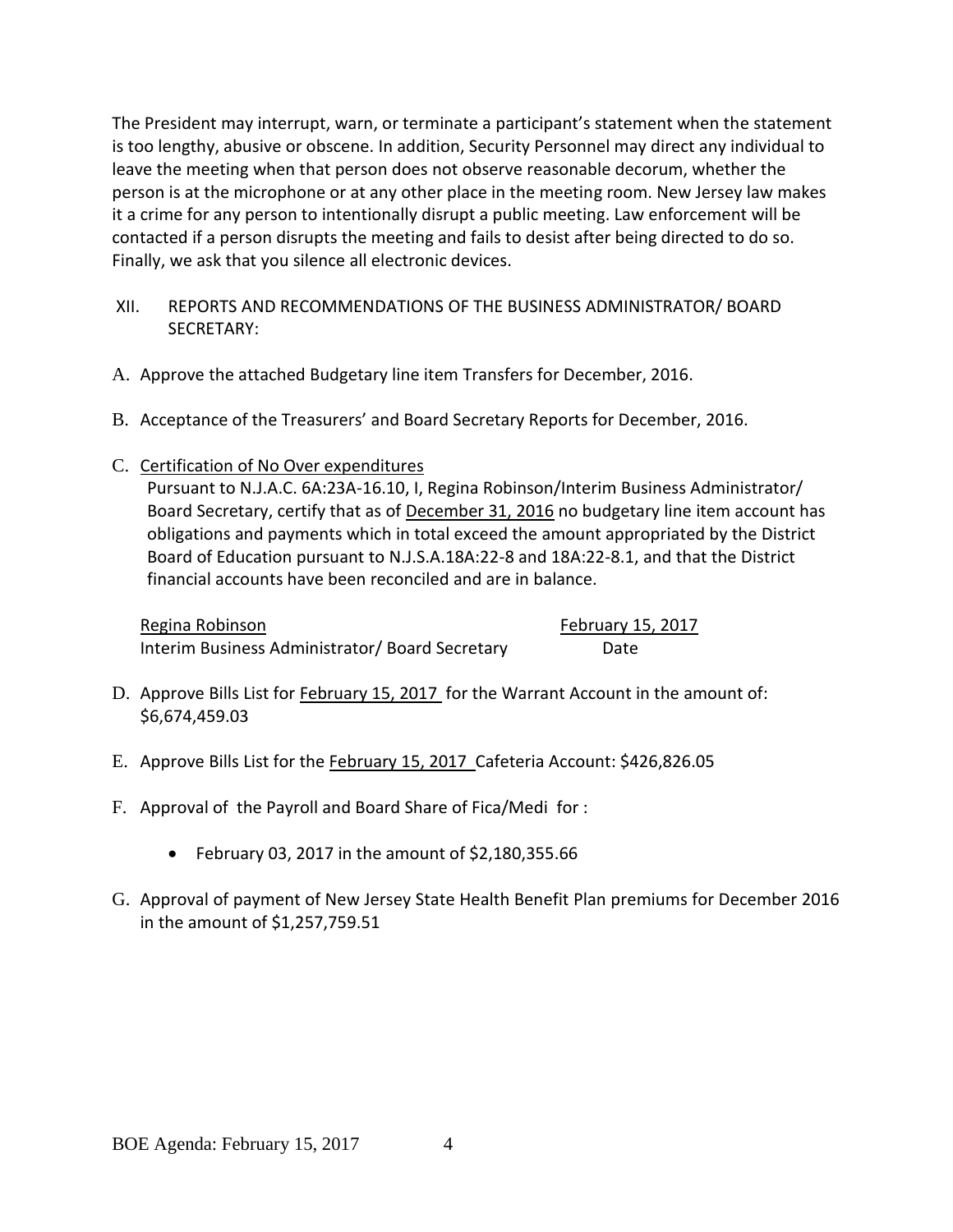The President may interrupt, warn, or terminate a participant's statement when the statement is too lengthy, abusive or obscene. In addition, Security Personnel may direct any individual to leave the meeting when that person does not observe reasonable decorum, whether the person is at the microphone or at any other place in the meeting room. New Jersey law makes it a crime for any person to intentionally disrupt a public meeting. Law enforcement will be contacted if a person disrupts the meeting and fails to desist after being directed to do so. Finally, we ask that you silence all electronic devices.

XII. REPORTS AND RECOMMENDATIONS OF THE BUSINESS ADMINISTRATOR/ BOARD SECRETARY:

A. Approve the attached Budgetary line item Transfers for December, 2016.

B. Acceptance of the Treasurers' and Board Secretary Reports for December, 2016.

C. <u>Certification of No Over expenditures</u>
Pursuant to N.J.A.C. 6A:23A-16.10, I, Regina Robinson/Interim Business Administrator/ Board Secretary, certify that as of <u>December 31, 2016</u> no budgetary line item account has obligations and payments which in total exceed the amount appropriated by the District Board of Education pursuant to N.J.S.A.18A:22-8 and 18A:22-8.1, and that the District financial accounts have been reconciled and are in balance.

<u>Regina Robinson</u> <u>February 15, 2017</u>
Interim Business Administrator/ Board Secretary Date

D. Approve Bills List for <u>February 15, 2017</u> for the Warrant Account in the amount of: $6,674,459.03

E. Approve Bills List for the <u>February 15, 2017</u> Cafeteria Account: $426,826.05

F. Approval of the Payroll and Board Share of Fica/Medi for :

- February 03, 2017 in the amount of $2,180,355.66

G. Approval of payment of New Jersey State Health Benefit Plan premiums for December 2016 in the amount of $1,257,759.51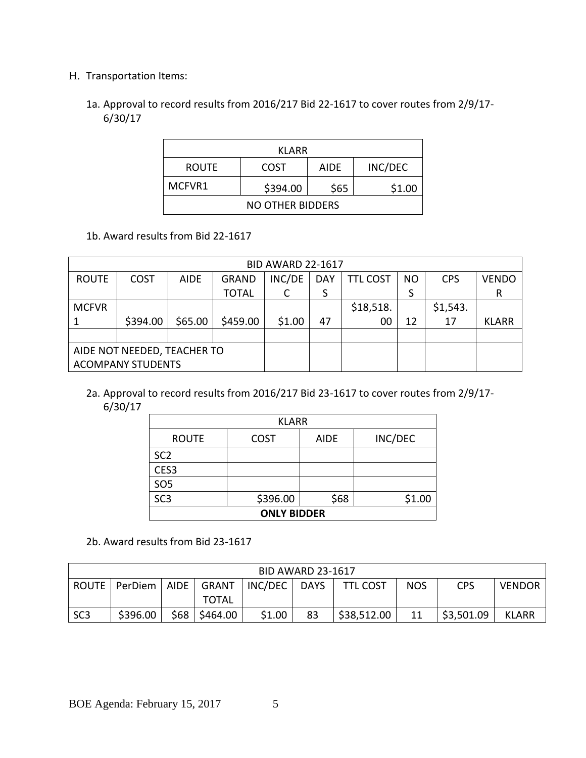H. Transportation Items:

1a. Approval to record results from 2016/217 Bid 22-1617 to cover routes from 2/9/17-6/30/17

| KLARR | | | |
|---|---|---|---|
| ROUTE | COST | AIDE | INC/DEC |
| MCFVR1 | $394.00 | $65 | $1.00 |
| NO OTHER BIDDERS | | | |

1b. Award results from Bid 22-1617

| BID AWARD 22-1617 | | | | | | | | | |
|---|---|---|---|---|---|---|---|---|---|
| ROUTE | COST | AIDE | GRAND TOTAL | INC/DEC | DAYS | TTL COST | NOS | CPS | VENDOR |
| MCFVR1 | $394.00 | $65.00 | $459.00 | $1.00 | 47 | $18,518.00 | 12 | $1,543.17 | KLARR |
| | | | | | | | | | |
| AIDE NOT NEEDED, TEACHER TO ACOMPANY STUDENTS | | | | | | | | | |

2a. Approval to record results from 2016/217 Bid 23-1617 to cover routes from 2/9/17-6/30/17

| KLARR | | | |
|---|---|---|---|
| ROUTE | COST | AIDE | INC/DEC |
| SC2 | | | |
| CES3 | | | |
| SO5 | | | |
| SC3 | $396.00 | $68 | $1.00 |
| **ONLY BIDDER** | | | |

2b. Award results from Bid 23-1617

| BID AWARD 23-1617 | | | | | | | | | |
|---|---|---|---|---|---|---|---|---|---|
| ROUTE | PerDiem | AIDE | GRANT TOTAL | INC/DEC | DAYS | TTL COST | NOS | CPS | VENDOR |
| SC3 | $396.00 | $68 | $464.00 | $1.00 | 83 | $38,512.00 | 11 | $3,501.09 | KLARR |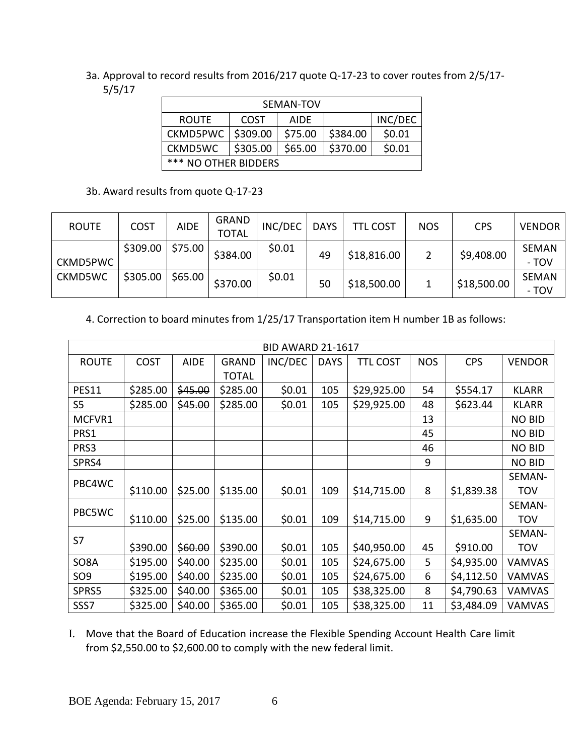3a. Approval to record results from 2016/217 quote Q-17-23 to cover routes from 2/5/17-5/5/17

| SEMAN-TOV | | | | |
|---|---|---|---|---|
| ROUTE | COST | AIDE | | INC/DEC |
| CKMD5PWC | $309.00 | $75.00 | $384.00 | $0.01 |
| CKMD5WC | $305.00 | $65.00 | $370.00 | $0.01 |
| *** NO OTHER BIDDERS | | | | |

3b. Award results from quote Q-17-23

| ROUTE | COST | AIDE | GRAND TOTAL | INC/DEC | DAYS | TTL COST | NOS | CPS | VENDOR |
|---|---|---|---|---|---|---|---|---|---|
| CKMD5PWC | $309.00 | $75.00 | $384.00 | $0.01 | 49 | $18,816.00 | 2 | $9,408.00 | SEMAN - TOV |
| CKMD5WC | $305.00 | $65.00 | $370.00 | $0.01 | 50 | $18,500.00 | 1 | $18,500.00 | SEMAN - TOV |

4. Correction to board minutes from 1/25/17 Transportation item H number 1B as follows:

| BID AWARD 21-1617 | | | | | | | | | |
|---|---|---|---|---|---|---|---|---|---|
| ROUTE | COST | AIDE | GRAND TOTAL | INC/DEC | DAYS | TTL COST | NOS | CPS | VENDOR |
| PES11 | $285.00 | ~~$45.00~~ | $285.00 | $0.01 | 105 | $29,925.00 | 54 | $554.17 | KLARR |
| S5 | $285.00 | ~~$45.00~~ | $285.00 | $0.01 | 105 | $29,925.00 | 48 | $623.44 | KLARR |
| MCFVR1 | | | | | | | 13 | | NO BID |
| PRS1 | | | | | | | 45 | | NO BID |
| PRS3 | | | | | | | 46 | | NO BID |
| SPRS4 | | | | | | | 9 | | NO BID |
| PBC4WC | $110.00 | $25.00 | $135.00 | $0.01 | 109 | $14,715.00 | 8 | $1,839.38 | SEMAN-TOV |
| PBC5WC | $110.00 | $25.00 | $135.00 | $0.01 | 109 | $14,715.00 | 9 | $1,635.00 | SEMAN-TOV |
| S7 | $390.00 | ~~$60.00~~ | $390.00 | $0.01 | 105 | $40,950.00 | 45 | $910.00 | SEMAN-TOV |
| SO8A | $195.00 | $40.00 | $235.00 | $0.01 | 105 | $24,675.00 | 5 | $4,935.00 | VAMVAS |
| SO9 | $195.00 | $40.00 | $235.00 | $0.01 | 105 | $24,675.00 | 6 | $4,112.50 | VAMVAS |
| SPRS5 | $325.00 | $40.00 | $365.00 | $0.01 | 105 | $38,325.00 | 8 | $4,790.63 | VAMVAS |
| SSS7 | $325.00 | $40.00 | $365.00 | $0.01 | 105 | $38,325.00 | 11 | $3,484.09 | VAMVAS |

I. Move that the Board of Education increase the Flexible Spending Account Health Care limit from $2,550.00 to $2,600.00 to comply with the new federal limit.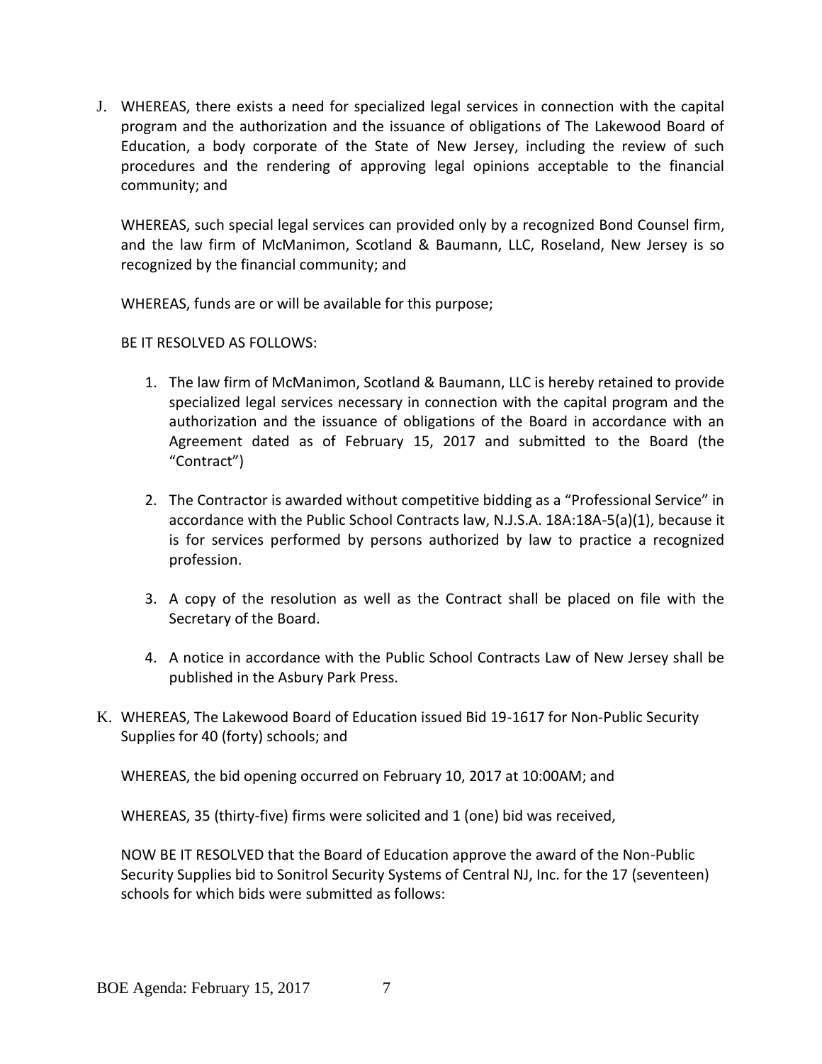J. WHEREAS, there exists a need for specialized legal services in connection with the capital program and the authorization and the issuance of obligations of The Lakewood Board of Education, a body corporate of the State of New Jersey, including the review of such procedures and the rendering of approving legal opinions acceptable to the financial community; and

WHEREAS, such special legal services can provided only by a recognized Bond Counsel firm, and the law firm of McManimon, Scotland & Baumann, LLC, Roseland, New Jersey is so recognized by the financial community; and

WHEREAS, funds are or will be available for this purpose;

BE IT RESOLVED AS FOLLOWS:

1. The law firm of McManimon, Scotland & Baumann, LLC is hereby retained to provide specialized legal services necessary in connection with the capital program and the authorization and the issuance of obligations of the Board in accordance with an Agreement dated as of February 15, 2017 and submitted to the Board (the "Contract")

2. The Contractor is awarded without competitive bidding as a "Professional Service" in accordance with the Public School Contracts law, N.J.S.A. 18A:18A-5(a)(1), because it is for services performed by persons authorized by law to practice a recognized profession.

3. A copy of the resolution as well as the Contract shall be placed on file with the Secretary of the Board.

4. A notice in accordance with the Public School Contracts Law of New Jersey shall be published in the Asbury Park Press.

K. WHEREAS, The Lakewood Board of Education issued Bid 19-1617 for Non-Public Security Supplies for 40 (forty) schools; and

WHEREAS, the bid opening occurred on February 10, 2017 at 10:00AM; and

WHEREAS, 35 (thirty-five) firms were solicited and 1 (one) bid was received,

NOW BE IT RESOLVED that the Board of Education approve the award of the Non-Public Security Supplies bid to Sonitrol Security Systems of Central NJ, Inc. for the 17 (seventeen) schools for which bids were submitted as follows: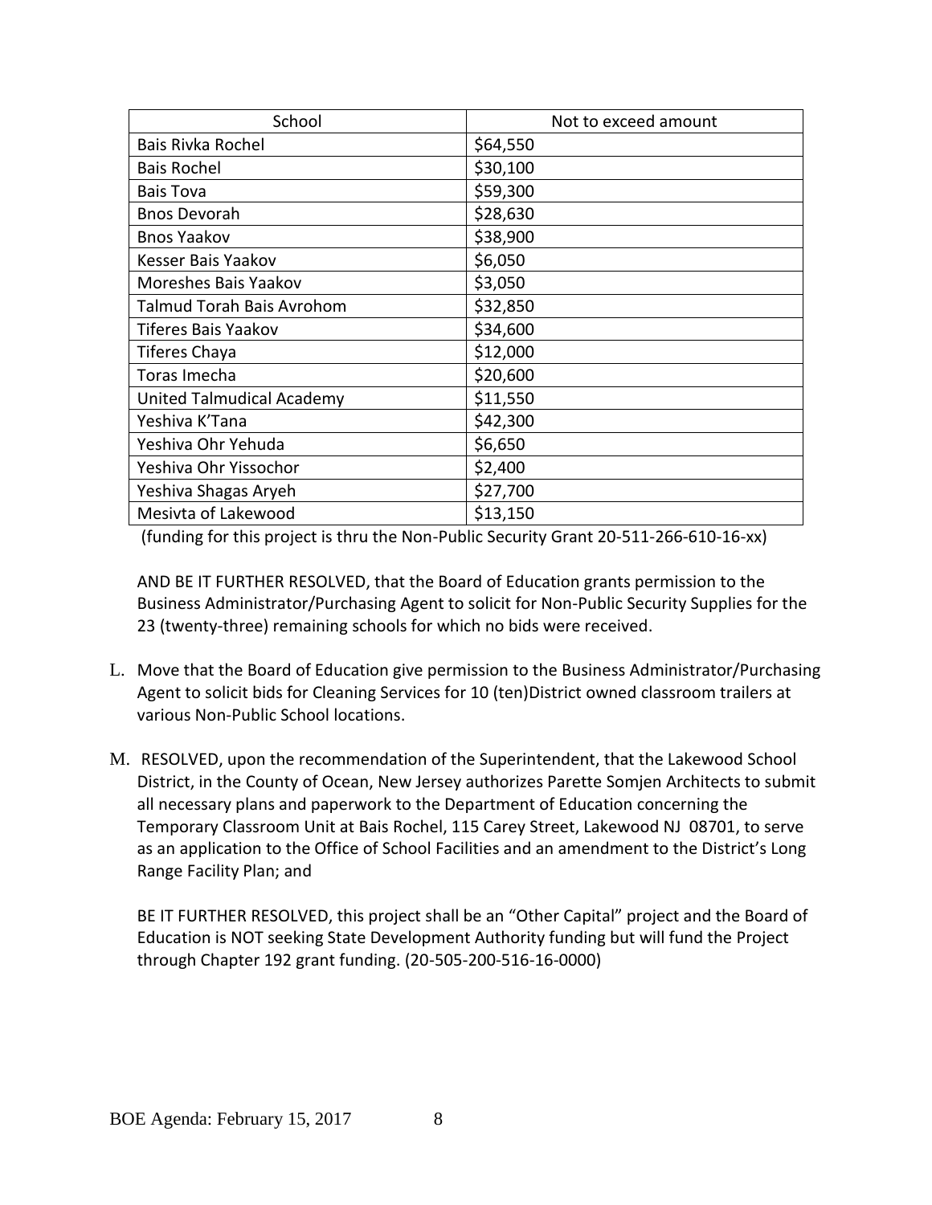| School | Not to exceed amount |
|---|---|
| Bais Rivka Rochel | $64,550 |
| Bais Rochel | $30,100 |
| Bais Tova | $59,300 |
| Bnos Devorah | $28,630 |
| Bnos Yaakov | $38,900 |
| Kesser Bais Yaakov | $6,050 |
| Moreshes Bais Yaakov | $3,050 |
| Talmud Torah Bais Avrohom | $32,850 |
| Tiferes Bais Yaakov | $34,600 |
| Tiferes Chaya | $12,000 |
| Toras Imecha | $20,600 |
| United Talmudical Academy | $11,550 |
| Yeshiva K'Tana | $42,300 |
| Yeshiva Ohr Yehuda | $6,650 |
| Yeshiva Ohr Yissochor | $2,400 |
| Yeshiva Shagas Aryeh | $27,700 |
| Mesivta of Lakewood | $13,150 |

(funding for this project is thru the Non-Public Security Grant 20-511-266-610-16-xx)

AND BE IT FURTHER RESOLVED, that the Board of Education grants permission to the Business Administrator/Purchasing Agent to solicit for Non-Public Security Supplies for the 23 (twenty-three) remaining schools for which no bids were received.

L. Move that the Board of Education give permission to the Business Administrator/Purchasing Agent to solicit bids for Cleaning Services for 10 (ten)District owned classroom trailers at various Non-Public School locations.

M. RESOLVED, upon the recommendation of the Superintendent, that the Lakewood School District, in the County of Ocean, New Jersey authorizes Parette Somjen Architects to submit all necessary plans and paperwork to the Department of Education concerning the Temporary Classroom Unit at Bais Rochel, 115 Carey Street, Lakewood NJ 08701, to serve as an application to the Office of School Facilities and an amendment to the District's Long Range Facility Plan; and

BE IT FURTHER RESOLVED, this project shall be an "Other Capital" project and the Board of Education is NOT seeking State Development Authority funding but will fund the Project through Chapter 192 grant funding. (20-505-200-516-16-0000)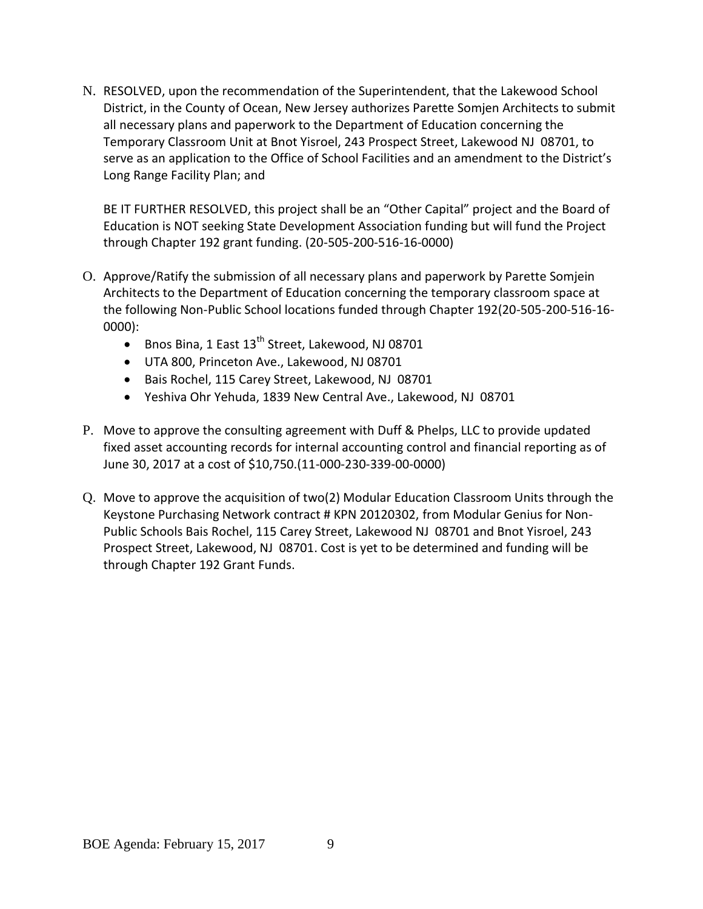N. RESOLVED, upon the recommendation of the Superintendent, that the Lakewood School District, in the County of Ocean, New Jersey authorizes Parette Somjen Architects to submit all necessary plans and paperwork to the Department of Education concerning the Temporary Classroom Unit at Bnot Yisroel, 243 Prospect Street, Lakewood NJ 08701, to serve as an application to the Office of School Facilities and an amendment to the District's Long Range Facility Plan; and

   BE IT FURTHER RESOLVED, this project shall be an "Other Capital" project and the Board of Education is NOT seeking State Development Association funding but will fund the Project through Chapter 192 grant funding. (20-505-200-516-16-0000)

O. Approve/Ratify the submission of all necessary plans and paperwork by Parette Somjein Architects to the Department of Education concerning the temporary classroom space at the following Non-Public School locations funded through Chapter 192(20-505-200-516-16-0000):
   - Bnos Bina, 1 East 13th Street, Lakewood, NJ 08701
   - UTA 800, Princeton Ave., Lakewood, NJ 08701
   - Bais Rochel, 115 Carey Street, Lakewood, NJ 08701
   - Yeshiva Ohr Yehuda, 1839 New Central Ave., Lakewood, NJ 08701

P. Move to approve the consulting agreement with Duff & Phelps, LLC to provide updated fixed asset accounting records for internal accounting control and financial reporting as of June 30, 2017 at a cost of $10,750.(11-000-230-339-00-0000)

Q. Move to approve the acquisition of two(2) Modular Education Classroom Units through the Keystone Purchasing Network contract # KPN 20120302, from Modular Genius for Non-Public Schools Bais Rochel, 115 Carey Street, Lakewood NJ 08701 and Bnot Yisroel, 243 Prospect Street, Lakewood, NJ 08701. Cost is yet to be determined and funding will be through Chapter 192 Grant Funds.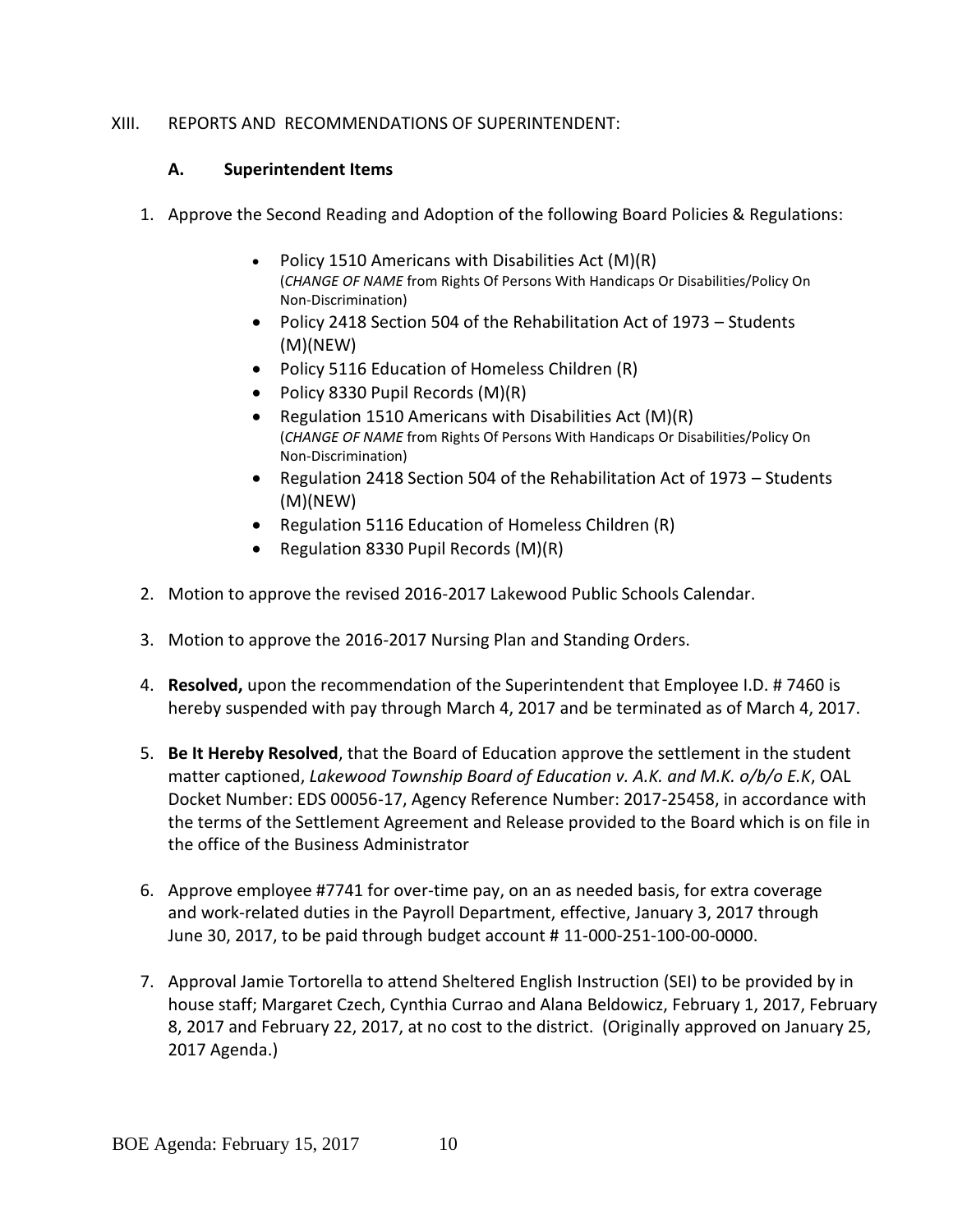XIII. REPORTS AND RECOMMENDATIONS OF SUPERINTENDENT:

### A. Superintendent Items

1. Approve the Second Reading and Adoption of the following Board Policies & Regulations:

   - Policy 1510 Americans with Disabilities Act (M)(R) (*CHANGE OF NAME* from Rights Of Persons With Handicaps Or Disabilities/Policy On Non-Discrimination)
   - Policy 2418 Section 504 of the Rehabilitation Act of 1973 – Students (M)(NEW)
   - Policy 5116 Education of Homeless Children (R)
   - Policy 8330 Pupil Records (M)(R)
   - Regulation 1510 Americans with Disabilities Act (M)(R) (*CHANGE OF NAME* from Rights Of Persons With Handicaps Or Disabilities/Policy On Non-Discrimination)
   - Regulation 2418 Section 504 of the Rehabilitation Act of 1973 – Students (M)(NEW)
   - Regulation 5116 Education of Homeless Children (R)
   - Regulation 8330 Pupil Records (M)(R)

2. Motion to approve the revised 2016-2017 Lakewood Public Schools Calendar.

3. Motion to approve the 2016-2017 Nursing Plan and Standing Orders.

4. **Resolved,** upon the recommendation of the Superintendent that Employee I.D. # 7460 is hereby suspended with pay through March 4, 2017 and be terminated as of March 4, 2017.

5. **Be It Hereby Resolved**, that the Board of Education approve the settlement in the student matter captioned, *Lakewood Township Board of Education v. A.K. and M.K. o/b/o E.K*, OAL Docket Number: EDS 00056-17, Agency Reference Number: 2017-25458, in accordance with the terms of the Settlement Agreement and Release provided to the Board which is on file in the office of the Business Administrator

6. Approve employee #7741 for over-time pay, on an as needed basis, for extra coverage and work-related duties in the Payroll Department, effective, January 3, 2017 through June 30, 2017, to be paid through budget account # 11-000-251-100-00-0000.

7. Approval Jamie Tortorella to attend Sheltered English Instruction (SEI) to be provided by in house staff; Margaret Czech, Cynthia Currao and Alana Beldowicz, February 1, 2017, February 8, 2017 and February 22, 2017, at no cost to the district. (Originally approved on January 25, 2017 Agenda.)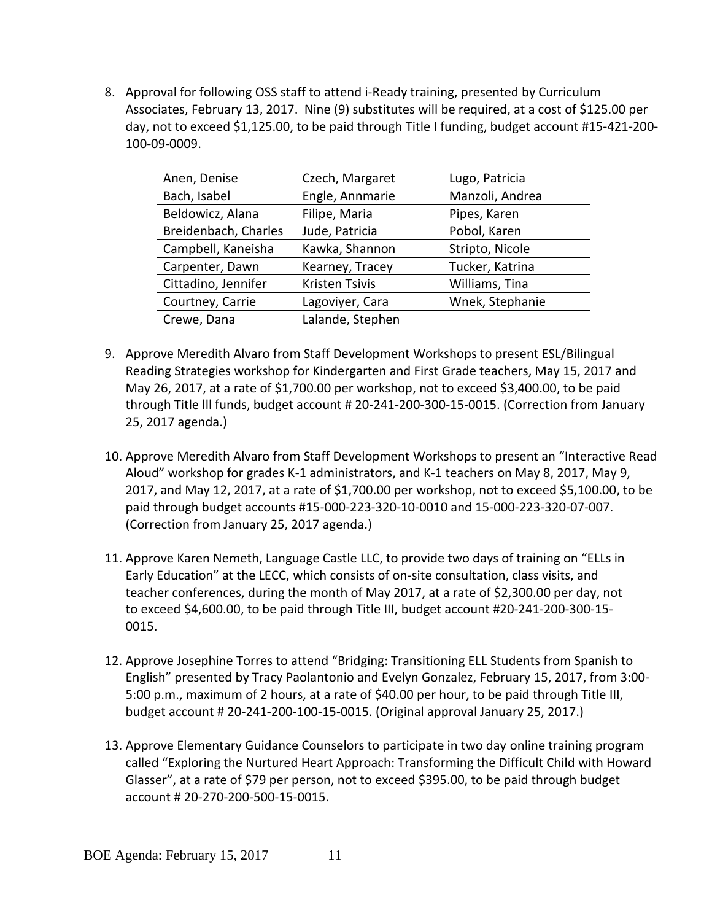8. Approval for following OSS staff to attend i-Ready training, presented by Curriculum Associates, February 13, 2017. Nine (9) substitutes will be required, at a cost of $125.00 per day, not to exceed $1,125.00, to be paid through Title I funding, budget account #15-421-200-100-09-0009.

| Anen, Denise | Czech, Margaret | Lugo, Patricia |
|---|---|---|
| Bach, Isabel | Engle, Annmarie | Manzoli, Andrea |
| Beldowicz, Alana | Filipe, Maria | Pipes, Karen |
| Breidenbach, Charles | Jude, Patricia | Pobol, Karen |
| Campbell, Kaneisha | Kawka, Shannon | Stripto, Nicole |
| Carpenter, Dawn | Kearney, Tracey | Tucker, Katrina |
| Cittadino, Jennifer | Kristen Tsivis | Williams, Tina |
| Courtney, Carrie | Lagoviyer, Cara | Wnek, Stephanie |
| Crewe, Dana | Lalande, Stephen | |

9. Approve Meredith Alvaro from Staff Development Workshops to present ESL/Bilingual Reading Strategies workshop for Kindergarten and First Grade teachers, May 15, 2017 and May 26, 2017, at a rate of $1,700.00 per workshop, not to exceed $3,400.00, to be paid through Title lll funds, budget account # 20-241-200-300-15-0015. (Correction from January 25, 2017 agenda.)

10. Approve Meredith Alvaro from Staff Development Workshops to present an "Interactive Read Aloud" workshop for grades K-1 administrators, and K-1 teachers on May 8, 2017, May 9, 2017, and May 12, 2017, at a rate of $1,700.00 per workshop, not to exceed $5,100.00, to be paid through budget accounts #15-000-223-320-10-0010 and 15-000-223-320-07-007. (Correction from January 25, 2017 agenda.)

11. Approve Karen Nemeth, Language Castle LLC, to provide two days of training on "ELLs in Early Education" at the LECC, which consists of on-site consultation, class visits, and teacher conferences, during the month of May 2017, at a rate of $2,300.00 per day, not to exceed $4,600.00, to be paid through Title III, budget account #20-241-200-300-15-0015.

12. Approve Josephine Torres to attend "Bridging: Transitioning ELL Students from Spanish to English" presented by Tracy Paolantonio and Evelyn Gonzalez, February 15, 2017, from 3:00-5:00 p.m., maximum of 2 hours, at a rate of $40.00 per hour, to be paid through Title III, budget account # 20-241-200-100-15-0015. (Original approval January 25, 2017.)

13. Approve Elementary Guidance Counselors to participate in two day online training program called "Exploring the Nurtured Heart Approach: Transforming the Difficult Child with Howard Glasser", at a rate of $79 per person, not to exceed $395.00, to be paid through budget account # 20-270-200-500-15-0015.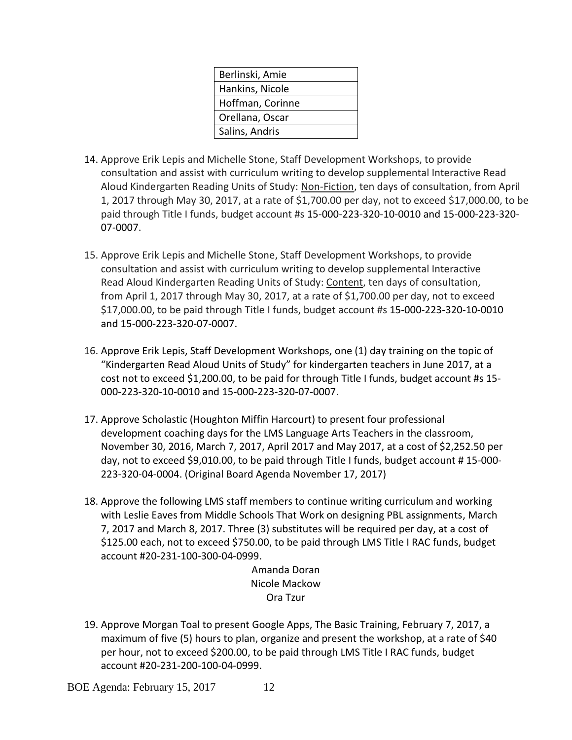| Berlinski, Amie |
|---|
| Hankins, Nicole |
| Hoffman, Corinne |
| Orellana, Oscar |
| Salins, Andris |

14. Approve Erik Lepis and Michelle Stone, Staff Development Workshops, to provide consultation and assist with curriculum writing to develop supplemental Interactive Read Aloud Kindergarten Reading Units of Study: <u>Non-Fiction</u>, ten days of consultation, from April 1, 2017 through May 30, 2017, at a rate of $1,700.00 per day, not to exceed $17,000.00, to be paid through Title I funds, budget account #s 15-000-223-320-10-0010 and 15-000-223-320-07-0007.

15. Approve Erik Lepis and Michelle Stone, Staff Development Workshops, to provide consultation and assist with curriculum writing to develop supplemental Interactive Read Aloud Kindergarten Reading Units of Study: <u>Content</u>, ten days of consultation, from April 1, 2017 through May 30, 2017, at a rate of $1,700.00 per day, not to exceed $17,000.00, to be paid through Title I funds, budget account #s 15-000-223-320-10-0010 and 15-000-223-320-07-0007.

16. Approve Erik Lepis, Staff Development Workshops, one (1) day training on the topic of "Kindergarten Read Aloud Units of Study" for kindergarten teachers in June 2017, at a cost not to exceed $1,200.00, to be paid for through Title I funds, budget account #s 15-000-223-320-10-0010 and 15-000-223-320-07-0007.

17. Approve Scholastic (Houghton Miffin Harcourt) to present four professional development coaching days for the LMS Language Arts Teachers in the classroom, November 30, 2016, March 7, 2017, April 2017 and May 2017, at a cost of $2,252.50 per day, not to exceed $9,010.00, to be paid through Title I funds, budget account # 15-000-223-320-04-0004. (Original Board Agenda November 17, 2017)

18. Approve the following LMS staff members to continue writing curriculum and working with Leslie Eaves from Middle Schools That Work on designing PBL assignments, March 7, 2017 and March 8, 2017. Three (3) substitutes will be required per day, at a cost of $125.00 each, not to exceed $750.00, to be paid through LMS Title I RAC funds, budget account #20-231-100-300-04-0999.

    Amanda Doran
    Nicole Mackow
    Ora Tzur

19. Approve Morgan Toal to present Google Apps, The Basic Training, February 7, 2017, a maximum of five (5) hours to plan, organize and present the workshop, at a rate of $40 per hour, not to exceed $200.00, to be paid through LMS Title I RAC funds, budget account #20-231-200-100-04-0999.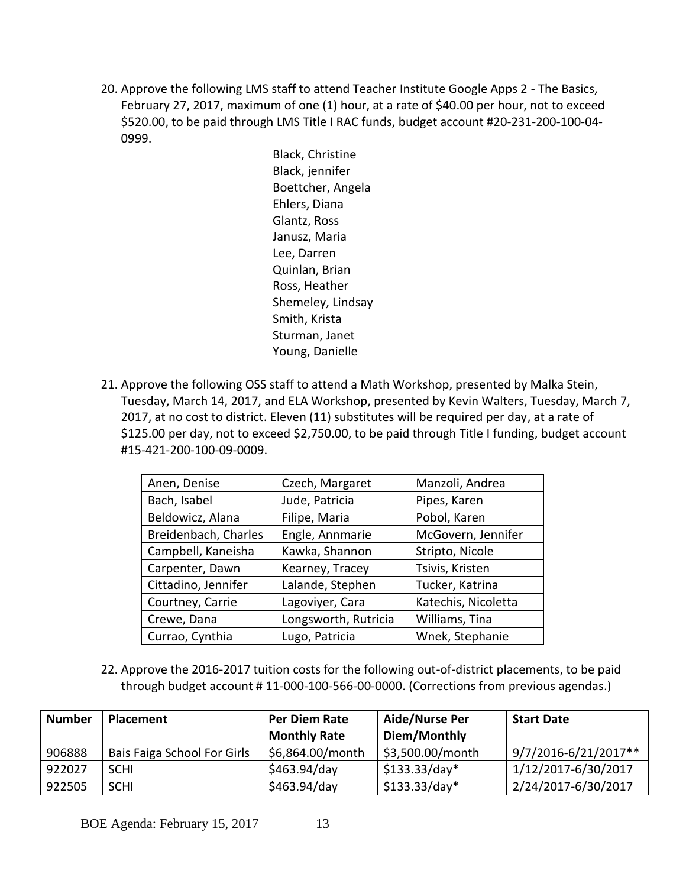20. Approve the following LMS staff to attend Teacher Institute Google Apps 2 - The Basics, February 27, 2017, maximum of one (1) hour, at a rate of $40.00 per hour, not to exceed $520.00, to be paid through LMS Title I RAC funds, budget account #20-231-200-100-04-0999.

    Black, Christine
    Black, jennifer
    Boettcher, Angela
    Ehlers, Diana
    Glantz, Ross
    Janusz, Maria
    Lee, Darren
    Quinlan, Brian
    Ross, Heather
    Shemeley, Lindsay
    Smith, Krista
    Sturman, Janet
    Young, Danielle

21. Approve the following OSS staff to attend a Math Workshop, presented by Malka Stein, Tuesday, March 14, 2017, and ELA Workshop, presented by Kevin Walters, Tuesday, March 7, 2017, at no cost to district. Eleven (11) substitutes will be required per day, at a rate of $125.00 per day, not to exceed $2,750.00, to be paid through Title I funding, budget account #15-421-200-100-09-0009.

| | | |
|---|---|---|
| Anen, Denise | Czech, Margaret | Manzoli, Andrea |
| Bach, Isabel | Jude, Patricia | Pipes, Karen |
| Beldowicz, Alana | Filipe, Maria | Pobol, Karen |
| Breidenbach, Charles | Engle, Annmarie | McGovern, Jennifer |
| Campbell, Kaneisha | Kawka, Shannon | Stripto, Nicole |
| Carpenter, Dawn | Kearney, Tracey | Tsivis, Kristen |
| Cittadino, Jennifer | Lalande, Stephen | Tucker, Katrina |
| Courtney, Carrie | Lagoviyer, Cara | Katechis, Nicoletta |
| Crewe, Dana | Longsworth, Rutricia | Williams, Tina |
| Currao, Cynthia | Lugo, Patricia | Wnek, Stephanie |

22. Approve the 2016-2017 tuition costs for the following out-of-district placements, to be paid through budget account # 11-000-100-566-00-0000. (Corrections from previous agendas.)

| Number | Placement | Per Diem Rate Monthly Rate | Aide/Nurse Per Diem/Monthly | Start Date |
|---|---|---|---|---|
| 906888 | Bais Faiga School For Girls | $6,864.00/month | $3,500.00/month | 9/7/2016-6/21/2017** |
| 922027 | SCHI | $463.94/day | $133.33/day* | 1/12/2017-6/30/2017 |
| 922505 | SCHI | $463.94/day | $133.33/day* | 2/24/2017-6/30/2017 |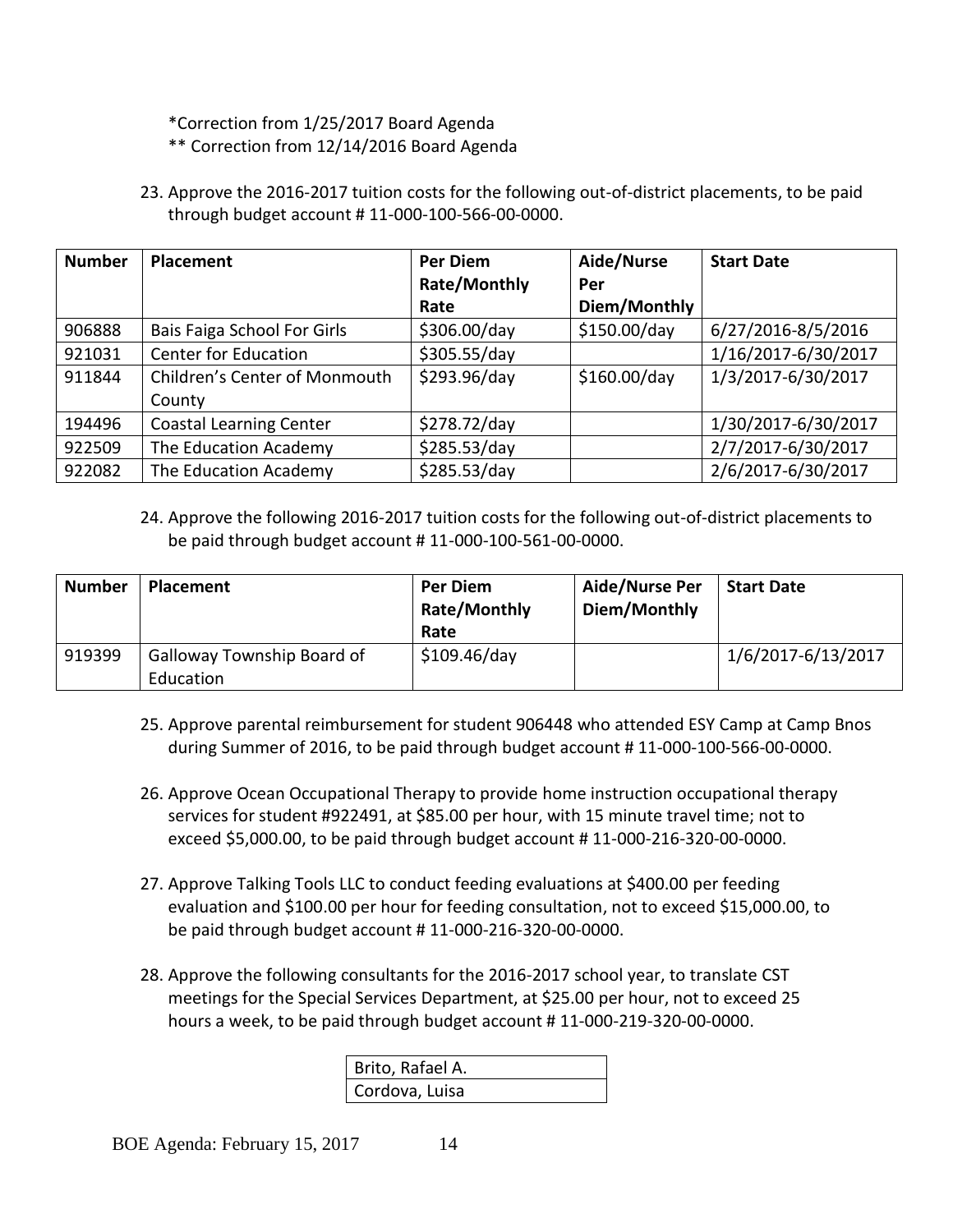*Correction from 1/25/2017 Board Agenda
** Correction from 12/14/2016 Board Agenda

23. Approve the 2016-2017 tuition costs for the following out-of-district placements, to be paid through budget account # 11-000-100-566-00-0000.

| Number | Placement | Per Diem Rate/Monthly Rate | Aide/Nurse Per Diem/Monthly | Start Date |
|---|---|---|---|---|
| 906888 | Bais Faiga School For Girls | $306.00/day | $150.00/day | 6/27/2016-8/5/2016 |
| 921031 | Center for Education | $305.55/day | | 1/16/2017-6/30/2017 |
| 911844 | Children's Center of Monmouth County | $293.96/day | $160.00/day | 1/3/2017-6/30/2017 |
| 194496 | Coastal Learning Center | $278.72/day | | 1/30/2017-6/30/2017 |
| 922509 | The Education Academy | $285.53/day | | 2/7/2017-6/30/2017 |
| 922082 | The Education Academy | $285.53/day | | 2/6/2017-6/30/2017 |

24. Approve the following 2016-2017 tuition costs for the following out-of-district placements to be paid through budget account # 11-000-100-561-00-0000.

| Number | Placement | Per Diem Rate/Monthly Rate | Aide/Nurse Per Diem/Monthly | Start Date |
|---|---|---|---|---|
| 919399 | Galloway Township Board of Education | $109.46/day | | 1/6/2017-6/13/2017 |

25. Approve parental reimbursement for student 906448 who attended ESY Camp at Camp Bnos during Summer of 2016, to be paid through budget account # 11-000-100-566-00-0000.

26. Approve Ocean Occupational Therapy to provide home instruction occupational therapy services for student #922491, at $85.00 per hour, with 15 minute travel time; not to exceed $5,000.00, to be paid through budget account # 11-000-216-320-00-0000.

27. Approve Talking Tools LLC to conduct feeding evaluations at $400.00 per feeding evaluation and $100.00 per hour for feeding consultation, not to exceed $15,000.00, to be paid through budget account # 11-000-216-320-00-0000.

28. Approve the following consultants for the 2016-2017 school year, to translate CST meetings for the Special Services Department, at $25.00 per hour, not to exceed 25 hours a week, to be paid through budget account # 11-000-219-320-00-0000.

| Name |
|---|
| Brito, Rafael A. |
| Cordova, Luisa |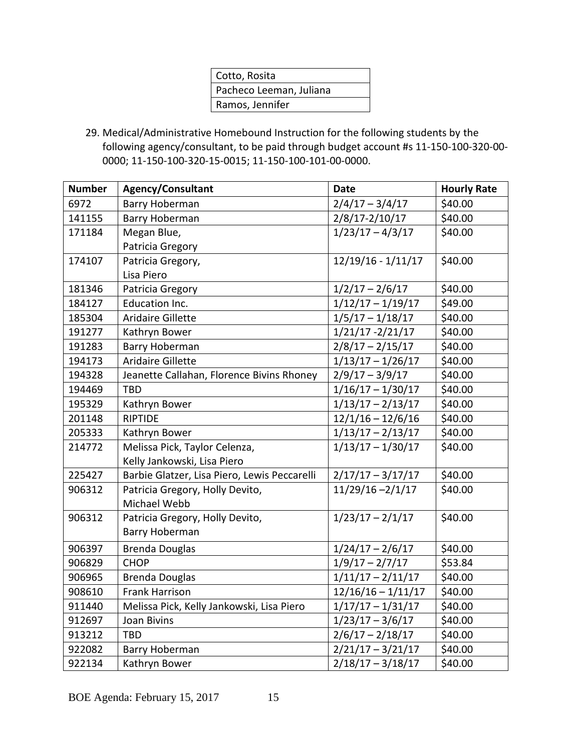| Cotto, Rosita |
| --- |
| Pacheco Leeman, Juliana |
| Ramos, Jennifer |

29. Medical/Administrative Homebound Instruction for the following students by the following agency/consultant, to be paid through budget account #s 11-150-100-320-00-0000; 11-150-100-320-15-0015; 11-150-100-101-00-0000.

| Number | Agency/Consultant | Date | Hourly Rate |
| --- | --- | --- | --- |
| 6972 | Barry Hoberman | 2/4/17 – 3/4/17 | $40.00 |
| 141155 | Barry Hoberman | 2/8/17-2/10/17 | $40.00 |
| 171184 | Megan Blue, Patricia Gregory | 1/23/17 – 4/3/17 | $40.00 |
| 174107 | Patricia Gregory, Lisa Piero | 12/19/16 - 1/11/17 | $40.00 |
| 181346 | Patricia Gregory | 1/2/17 – 2/6/17 | $40.00 |
| 184127 | Education Inc. | 1/12/17 – 1/19/17 | $49.00 |
| 185304 | Aridaire Gillette | 1/5/17 – 1/18/17 | $40.00 |
| 191277 | Kathryn Bower | 1/21/17 -2/21/17 | $40.00 |
| 191283 | Barry Hoberman | 2/8/17 – 2/15/17 | $40.00 |
| 194173 | Aridaire Gillette | 1/13/17 – 1/26/17 | $40.00 |
| 194328 | Jeanette Callahan, Florence Bivins Rhoney | 2/9/17 – 3/9/17 | $40.00 |
| 194469 | TBD | 1/16/17 – 1/30/17 | $40.00 |
| 195329 | Kathryn Bower | 1/13/17 – 2/13/17 | $40.00 |
| 201148 | RIPTIDE | 12/1/16 – 12/6/16 | $40.00 |
| 205333 | Kathryn Bower | 1/13/17 – 2/13/17 | $40.00 |
| 214772 | Melissa Pick, Taylor Celenza, Kelly Jankowski, Lisa Piero | 1/13/17 – 1/30/17 | $40.00 |
| 225427 | Barbie Glatzer, Lisa Piero, Lewis Peccarelli | 2/17/17 – 3/17/17 | $40.00 |
| 906312 | Patricia Gregory, Holly Devito, Michael Webb | 11/29/16 –2/1/17 | $40.00 |
| 906312 | Patricia Gregory, Holly Devito, Barry Hoberman | 1/23/17 – 2/1/17 | $40.00 |
| 906397 | Brenda Douglas | 1/24/17 – 2/6/17 | $40.00 |
| 906829 | CHOP | 1/9/17 – 2/7/17 | $53.84 |
| 906965 | Brenda Douglas | 1/11/17 – 2/11/17 | $40.00 |
| 908610 | Frank Harrison | 12/16/16 – 1/11/17 | $40.00 |
| 911440 | Melissa Pick, Kelly Jankowski, Lisa Piero | 1/17/17 – 1/31/17 | $40.00 |
| 912697 | Joan Bivins | 1/23/17 – 3/6/17 | $40.00 |
| 913212 | TBD | 2/6/17 – 2/18/17 | $40.00 |
| 922082 | Barry Hoberman | 2/21/17 – 3/21/17 | $40.00 |
| 922134 | Kathryn Bower | 2/18/17 – 3/18/17 | $40.00 |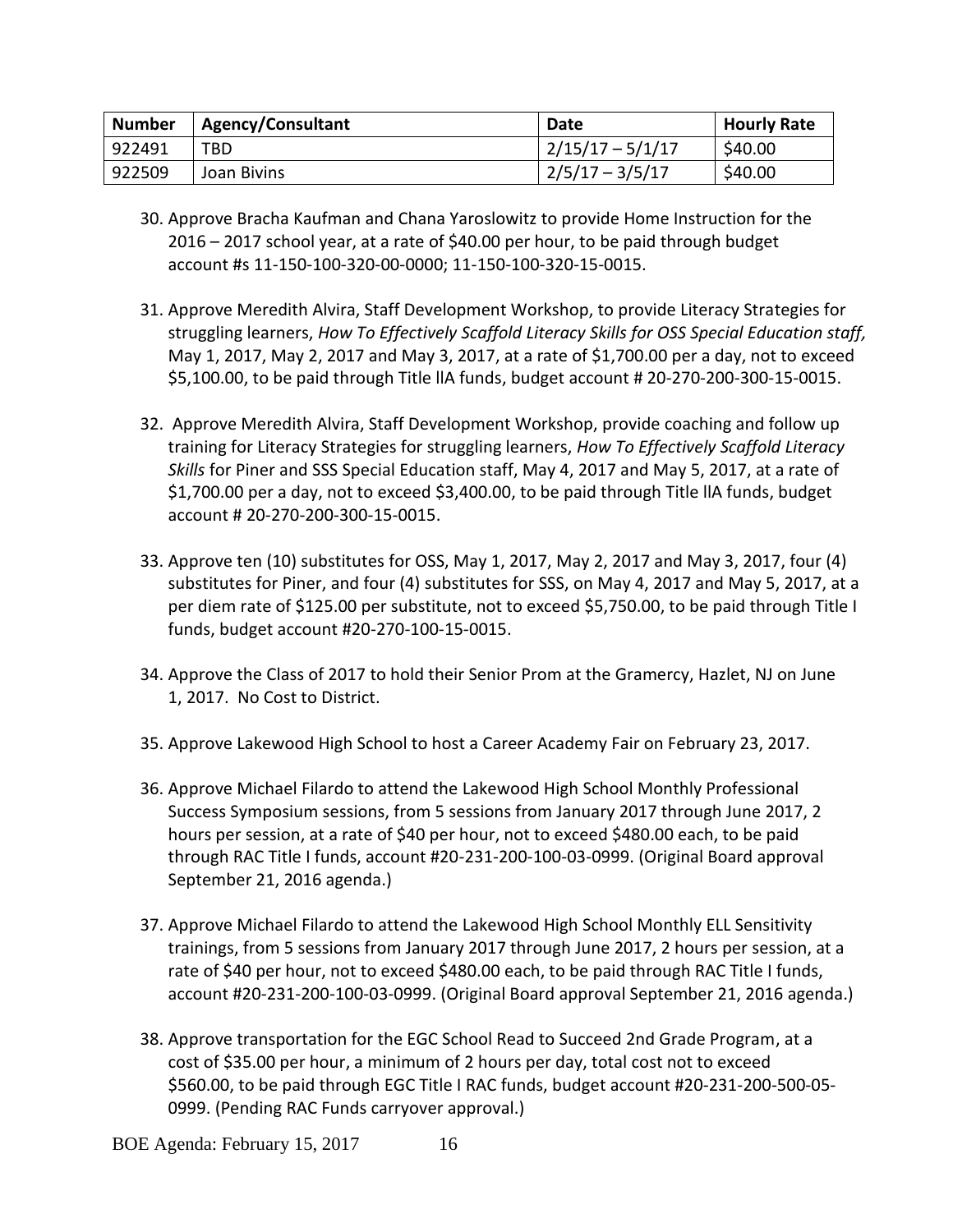| Number | Agency/Consultant | Date | Hourly Rate |
|---|---|---|---|
| 922491 | TBD | 2/15/17 – 5/1/17 | $40.00 |
| 922509 | Joan Bivins | 2/5/17 – 3/5/17 | $40.00 |

30. Approve Bracha Kaufman and Chana Yaroslowitz to provide Home Instruction for the 2016 – 2017 school year, at a rate of $40.00 per hour, to be paid through budget account #s 11-150-100-320-00-0000; 11-150-100-320-15-0015.

31. Approve Meredith Alvira, Staff Development Workshop, to provide Literacy Strategies for struggling learners, *How To Effectively Scaffold Literacy Skills for OSS Special Education staff,* May 1, 2017, May 2, 2017 and May 3, 2017, at a rate of $1,700.00 per a day, not to exceed $5,100.00, to be paid through Title llA funds, budget account # 20-270-200-300-15-0015.

32. Approve Meredith Alvira, Staff Development Workshop, provide coaching and follow up training for Literacy Strategies for struggling learners, *How To Effectively Scaffold Literacy Skills* for Piner and SSS Special Education staff, May 4, 2017 and May 5, 2017, at a rate of $1,700.00 per a day, not to exceed $3,400.00, to be paid through Title llA funds, budget account # 20-270-200-300-15-0015.

33. Approve ten (10) substitutes for OSS, May 1, 2017, May 2, 2017 and May 3, 2017, four (4) substitutes for Piner, and four (4) substitutes for SSS, on May 4, 2017 and May 5, 2017, at a per diem rate of $125.00 per substitute, not to exceed $5,750.00, to be paid through Title I funds, budget account #20-270-100-15-0015.

34. Approve the Class of 2017 to hold their Senior Prom at the Gramercy, Hazlet, NJ on June 1, 2017. No Cost to District.

35. Approve Lakewood High School to host a Career Academy Fair on February 23, 2017.

36. Approve Michael Filardo to attend the Lakewood High School Monthly Professional Success Symposium sessions, from 5 sessions from January 2017 through June 2017, 2 hours per session, at a rate of $40 per hour, not to exceed $480.00 each, to be paid through RAC Title I funds, account #20-231-200-100-03-0999. (Original Board approval September 21, 2016 agenda.)

37. Approve Michael Filardo to attend the Lakewood High School Monthly ELL Sensitivity trainings, from 5 sessions from January 2017 through June 2017, 2 hours per session, at a rate of $40 per hour, not to exceed $480.00 each, to be paid through RAC Title I funds, account #20-231-200-100-03-0999. (Original Board approval September 21, 2016 agenda.)

38. Approve transportation for the EGC School Read to Succeed 2nd Grade Program, at a cost of $35.00 per hour, a minimum of 2 hours per day, total cost not to exceed $560.00, to be paid through EGC Title I RAC funds, budget account #20-231-200-500-05-0999. (Pending RAC Funds carryover approval.)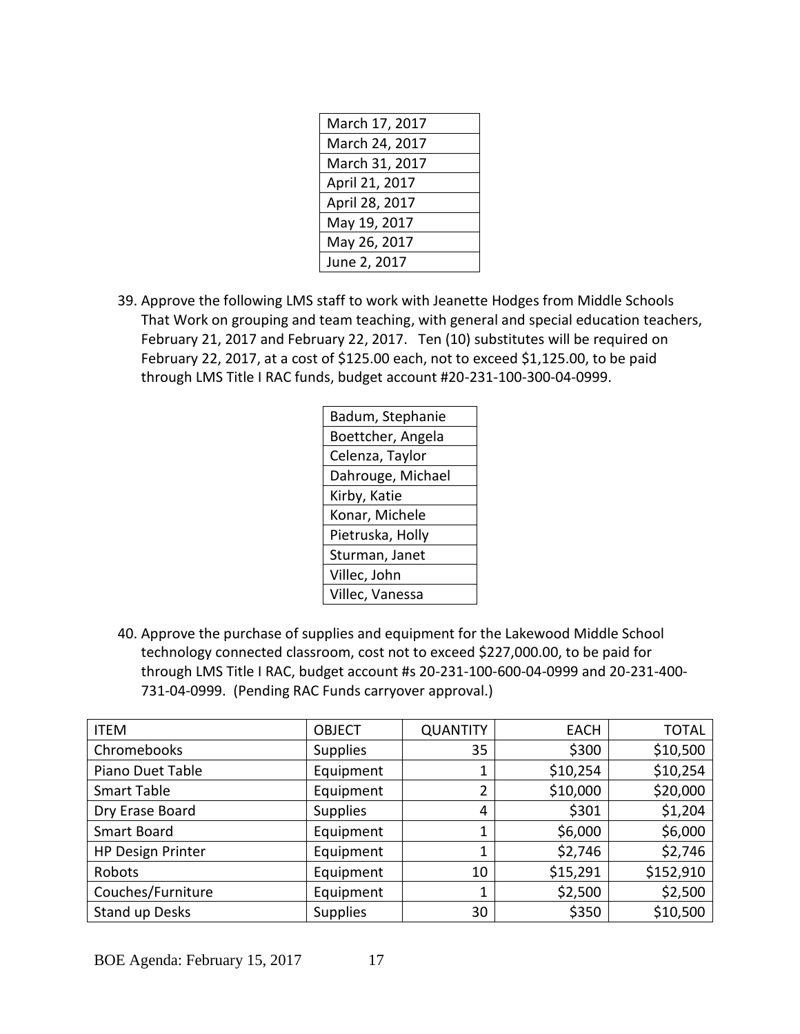| March 17, 2017 |
|---|
| March 24, 2017 |
| March 31, 2017 |
| April 21, 2017 |
| April 28, 2017 |
| May 19, 2017 |
| May 26, 2017 |
| June 2, 2017 |

39. Approve the following LMS staff to work with Jeanette Hodges from Middle Schools That Work on grouping and team teaching, with general and special education teachers, February 21, 2017 and February 22, 2017. Ten (10) substitutes will be required on February 22, 2017, at a cost of $125.00 each, not to exceed $1,125.00, to be paid through LMS Title I RAC funds, budget account #20-231-100-300-04-0999.

| Badum, Stephanie |
|---|
| Boettcher, Angela |
| Celenza, Taylor |
| Dahrouge, Michael |
| Kirby, Katie |
| Konar, Michele |
| Pietruska, Holly |
| Sturman, Janet |
| Villec, John |
| Villec, Vanessa |

40. Approve the purchase of supplies and equipment for the Lakewood Middle School technology connected classroom, cost not to exceed $227,000.00, to be paid for through LMS Title I RAC, budget account #s 20-231-100-600-04-0999 and 20-231-400-731-04-0999. (Pending RAC Funds carryover approval.)

| ITEM | OBJECT | QUANTITY | EACH | TOTAL |
|---|---|---|---|---|
| Chromebooks | Supplies | 35 | $300 | $10,500 |
| Piano Duet Table | Equipment | 1 | $10,254 | $10,254 |
| Smart Table | Equipment | 2 | $10,000 | $20,000 |
| Dry Erase Board | Supplies | 4 | $301 | $1,204 |
| Smart Board | Equipment | 1 | $6,000 | $6,000 |
| HP Design Printer | Equipment | 1 | $2,746 | $2,746 |
| Robots | Equipment | 10 | $15,291 | $152,910 |
| Couches/Furniture | Equipment | 1 | $2,500 | $2,500 |
| Stand up Desks | Supplies | 30 | $350 | $10,500 |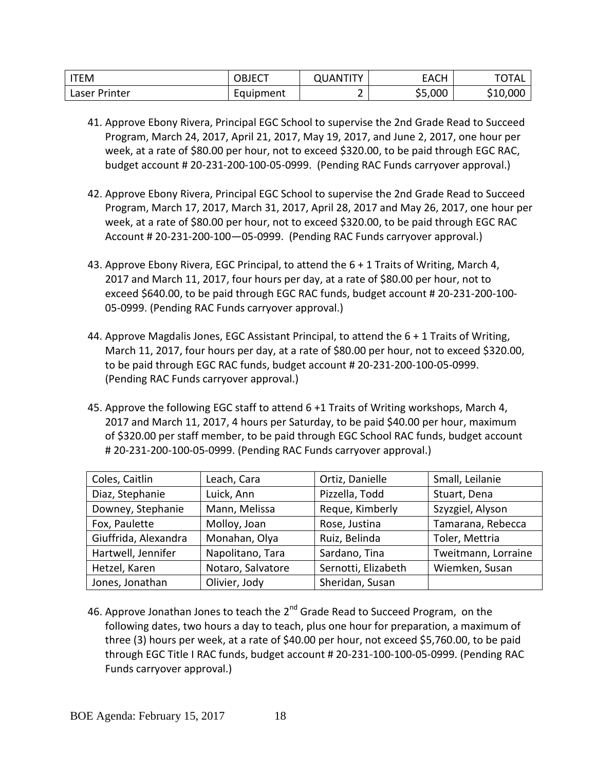| ITEM | OBJECT | QUANTITY | EACH | TOTAL |
|---|---|---|---|---|
| Laser Printer | Equipment | 2 | $5,000 | $10,000 |

41. Approve Ebony Rivera, Principal EGC School to supervise the 2nd Grade Read to Succeed Program, March 24, 2017, April 21, 2017, May 19, 2017, and June 2, 2017, one hour per week, at a rate of $80.00 per hour, not to exceed $320.00, to be paid through EGC RAC, budget account # 20-231-200-100-05-0999. (Pending RAC Funds carryover approval.)

42. Approve Ebony Rivera, Principal EGC School to supervise the 2nd Grade Read to Succeed Program, March 17, 2017, March 31, 2017, April 28, 2017 and May 26, 2017, one hour per week, at a rate of $80.00 per hour, not to exceed $320.00, to be paid through EGC RAC Account # 20-231-200-100—05-0999. (Pending RAC Funds carryover approval.)

43. Approve Ebony Rivera, EGC Principal, to attend the 6 + 1 Traits of Writing, March 4, 2017 and March 11, 2017, four hours per day, at a rate of $80.00 per hour, not to exceed $640.00, to be paid through EGC RAC funds, budget account # 20-231-200-100-05-0999. (Pending RAC Funds carryover approval.)

44. Approve Magdalis Jones, EGC Assistant Principal, to attend the 6 + 1 Traits of Writing, March 11, 2017, four hours per day, at a rate of $80.00 per hour, not to exceed $320.00, to be paid through EGC RAC funds, budget account # 20-231-200-100-05-0999. (Pending RAC Funds carryover approval.)

45. Approve the following EGC staff to attend 6 +1 Traits of Writing workshops, March 4, 2017 and March 11, 2017, 4 hours per Saturday, to be paid $40.00 per hour, maximum of $320.00 per staff member, to be paid through EGC School RAC funds, budget account # 20-231-200-100-05-0999. (Pending RAC Funds carryover approval.)

| | | | |
|---|---|---|---|
| Coles, Caitlin | Leach, Cara | Ortiz, Danielle | Small, Leilanie |
| Diaz, Stephanie | Luick, Ann | Pizzella, Todd | Stuart, Dena |
| Downey, Stephanie | Mann, Melissa | Reque, Kimberly | Szyzgiel, Alyson |
| Fox, Paulette | Molloy, Joan | Rose, Justina | Tamarana, Rebecca |
| Giuffrida, Alexandra | Monahan, Olya | Ruiz, Belinda | Toler, Mettria |
| Hartwell, Jennifer | Napolitano, Tara | Sardano, Tina | Tweitmann, Lorraine |
| Hetzel, Karen | Notaro, Salvatore | Sernotti, Elizabeth | Wiemken, Susan |
| Jones, Jonathan | Olivier, Jody | Sheridan, Susan | |

46. Approve Jonathan Jones to teach the 2nd Grade Read to Succeed Program, on the following dates, two hours a day to teach, plus one hour for preparation, a maximum of three (3) hours per week, at a rate of $40.00 per hour, not exceed $5,760.00, to be paid through EGC Title I RAC funds, budget account # 20-231-100-100-05-0999. (Pending RAC Funds carryover approval.)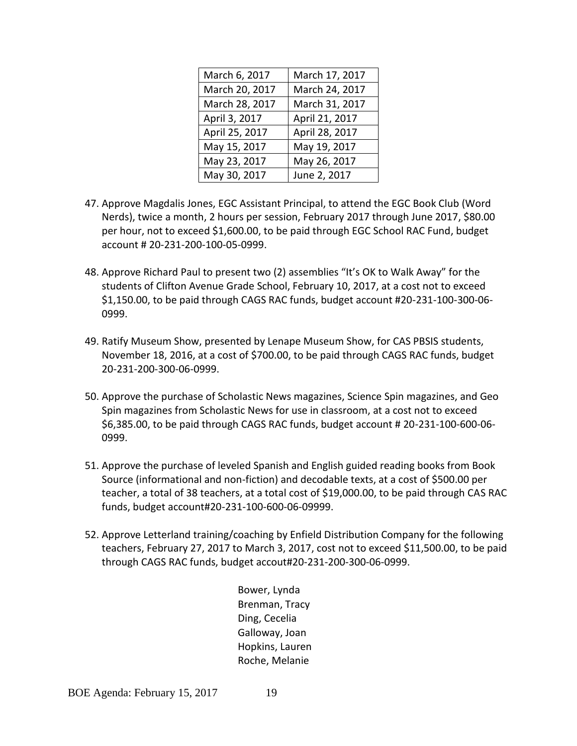| March 6, 2017 | March 17, 2017 |
|---|---|
| March 20, 2017 | March 24, 2017 |
| March 28, 2017 | March 31, 2017 |
| April 3, 2017 | April 21, 2017 |
| April 25, 2017 | April 28, 2017 |
| May 15, 2017 | May 19, 2017 |
| May 23, 2017 | May 26, 2017 |
| May 30, 2017 | June 2, 2017 |

47. Approve Magdalis Jones, EGC Assistant Principal, to attend the EGC Book Club (Word Nerds), twice a month, 2 hours per session, February 2017 through June 2017, $80.00 per hour, not to exceed $1,600.00, to be paid through EGC School RAC Fund, budget account # 20-231-200-100-05-0999.

48. Approve Richard Paul to present two (2) assemblies "It's OK to Walk Away" for the students of Clifton Avenue Grade School, February 10, 2017, at a cost not to exceed $1,150.00, to be paid through CAGS RAC funds, budget account #20-231-100-300-06-0999.

49. Ratify Museum Show, presented by Lenape Museum Show, for CAS PBSIS students, November 18, 2016, at a cost of $700.00, to be paid through CAGS RAC funds, budget 20-231-200-300-06-0999.

50. Approve the purchase of Scholastic News magazines, Science Spin magazines, and Geo Spin magazines from Scholastic News for use in classroom, at a cost not to exceed $6,385.00, to be paid through CAGS RAC funds, budget account # 20-231-100-600-06-0999.

51. Approve the purchase of leveled Spanish and English guided reading books from Book Source (informational and non-fiction) and decodable texts, at a cost of $500.00 per teacher, a total of 38 teachers, at a total cost of $19,000.00, to be paid through CAS RAC funds, budget account#20-231-100-600-06-09999.

52. Approve Letterland training/coaching by Enfield Distribution Company for the following teachers, February 27, 2017 to March 3, 2017, cost not to exceed $11,500.00, to be paid through CAGS RAC funds, budget accout#20-231-200-300-06-0999.

    Bower, Lynda
    Brenman, Tracy
    Ding, Cecelia
    Galloway, Joan
    Hopkins, Lauren
    Roche, Melanie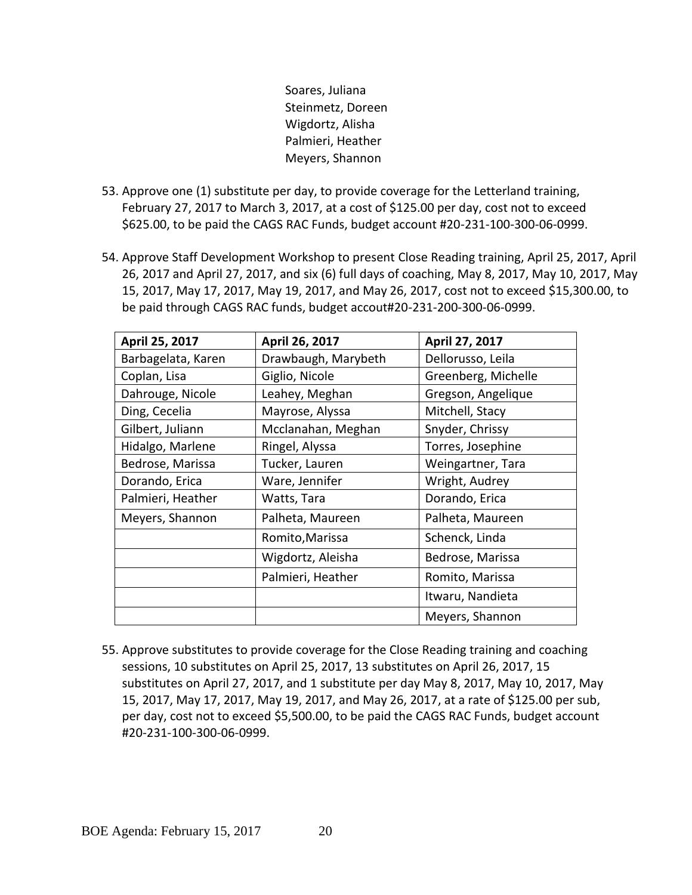Soares, Juliana
Steinmetz, Doreen
Wigdortz, Alisha
Palmieri, Heather
Meyers, Shannon

53. Approve one (1) substitute per day, to provide coverage for the Letterland training, February 27, 2017 to March 3, 2017, at a cost of $125.00 per day, cost not to exceed $625.00, to be paid the CAGS RAC Funds, budget account #20-231-100-300-06-0999.

54. Approve Staff Development Workshop to present Close Reading training, April 25, 2017, April 26, 2017 and April 27, 2017, and six (6) full days of coaching, May 8, 2017, May 10, 2017, May 15, 2017, May 17, 2017, May 19, 2017, and May 26, 2017, cost not to exceed $15,300.00, to be paid through CAGS RAC funds, budget accout#20-231-200-300-06-0999.

| April 25, 2017 | April 26, 2017 | April 27, 2017 |
|---|---|---|
| Barbagelata, Karen | Drawbaugh, Marybeth | Dellorusso, Leila |
| Coplan, Lisa | Giglio, Nicole | Greenberg, Michelle |
| Dahrouge, Nicole | Leahey, Meghan | Gregson, Angelique |
| Ding, Cecelia | Mayrose, Alyssa | Mitchell, Stacy |
| Gilbert, Juliann | Mcclanahan, Meghan | Snyder, Chrissy |
| Hidalgo, Marlene | Ringel, Alyssa | Torres, Josephine |
| Bedrose, Marissa | Tucker, Lauren | Weingartner, Tara |
| Dorando, Erica | Ware, Jennifer | Wright, Audrey |
| Palmieri, Heather | Watts, Tara | Dorando, Erica |
| Meyers, Shannon | Palheta, Maureen | Palheta, Maureen |
| | Romito,Marissa | Schenck, Linda |
| | Wigdortz, Aleisha | Bedrose, Marissa |
| | Palmieri, Heather | Romito, Marissa |
| | | Itwaru, Nandieta |
| | | Meyers, Shannon |

55. Approve substitutes to provide coverage for the Close Reading training and coaching sessions, 10 substitutes on April 25, 2017, 13 substitutes on April 26, 2017, 15 substitutes on April 27, 2017, and 1 substitute per day May 8, 2017, May 10, 2017, May 15, 2017, May 17, 2017, May 19, 2017, and May 26, 2017, at a rate of $125.00 per sub, per day, cost not to exceed $5,500.00, to be paid the CAGS RAC Funds, budget account #20-231-100-300-06-0999.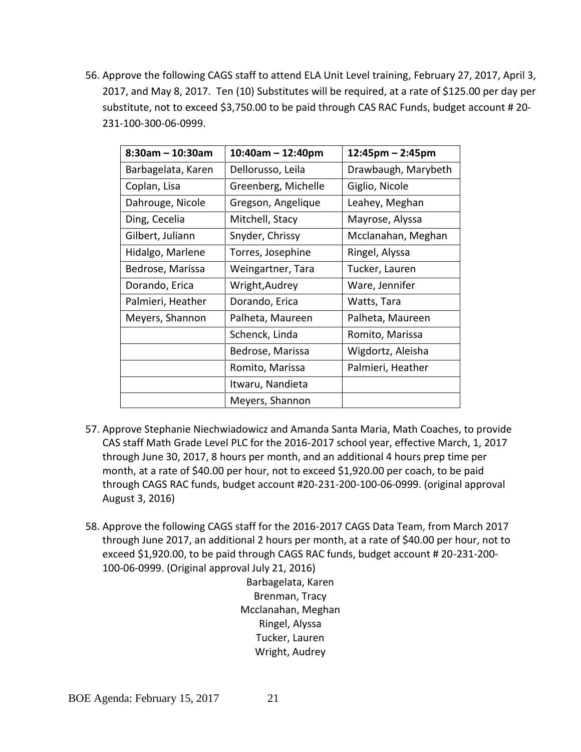56. Approve the following CAGS staff to attend ELA Unit Level training, February 27, 2017, April 3, 2017, and May 8, 2017. Ten (10) Substitutes will be required, at a rate of $125.00 per day per substitute, not to exceed $3,750.00 to be paid through CAS RAC Funds, budget account # 20-231-100-300-06-0999.

| 8:30am – 10:30am | 10:40am – 12:40pm | 12:45pm – 2:45pm |
|---|---|---|
| Barbagelata, Karen | Dellorusso, Leila | Drawbaugh, Marybeth |
| Coplan, Lisa | Greenberg, Michelle | Giglio, Nicole |
| Dahrouge, Nicole | Gregson, Angelique | Leahey, Meghan |
| Ding, Cecelia | Mitchell, Stacy | Mayrose, Alyssa |
| Gilbert, Juliann | Snyder, Chrissy | Mcclanahan, Meghan |
| Hidalgo, Marlene | Torres, Josephine | Ringel, Alyssa |
| Bedrose, Marissa | Weingartner, Tara | Tucker, Lauren |
| Dorando, Erica | Wright,Audrey | Ware, Jennifer |
| Palmieri, Heather | Dorando, Erica | Watts, Tara |
| Meyers, Shannon | Palheta, Maureen | Palheta, Maureen |
| | Schenck, Linda | Romito, Marissa |
| | Bedrose, Marissa | Wigdortz, Aleisha |
| | Romito, Marissa | Palmieri, Heather |
| | Itwaru, Nandieta | |
| | Meyers, Shannon | |

57. Approve Stephanie Niechwiadowicz and Amanda Santa Maria, Math Coaches, to provide CAS staff Math Grade Level PLC for the 2016-2017 school year, effective March, 1, 2017 through June 30, 2017, 8 hours per month, and an additional 4 hours prep time per month, at a rate of $40.00 per hour, not to exceed $1,920.00 per coach, to be paid through CAGS RAC funds, budget account #20-231-200-100-06-0999. (original approval August 3, 2016)

58. Approve the following CAGS staff for the 2016-2017 CAGS Data Team, from March 2017 through June 2017, an additional 2 hours per month, at a rate of $40.00 per hour, not to exceed $1,920.00, to be paid through CAGS RAC funds, budget account # 20-231-200-100-06-0999. (Original approval July 21, 2016)

Barbagelata, Karen
Brenman, Tracy
Mcclanahan, Meghan
Ringel, Alyssa
Tucker, Lauren
Wright, Audrey

BOE Agenda: February 15, 2017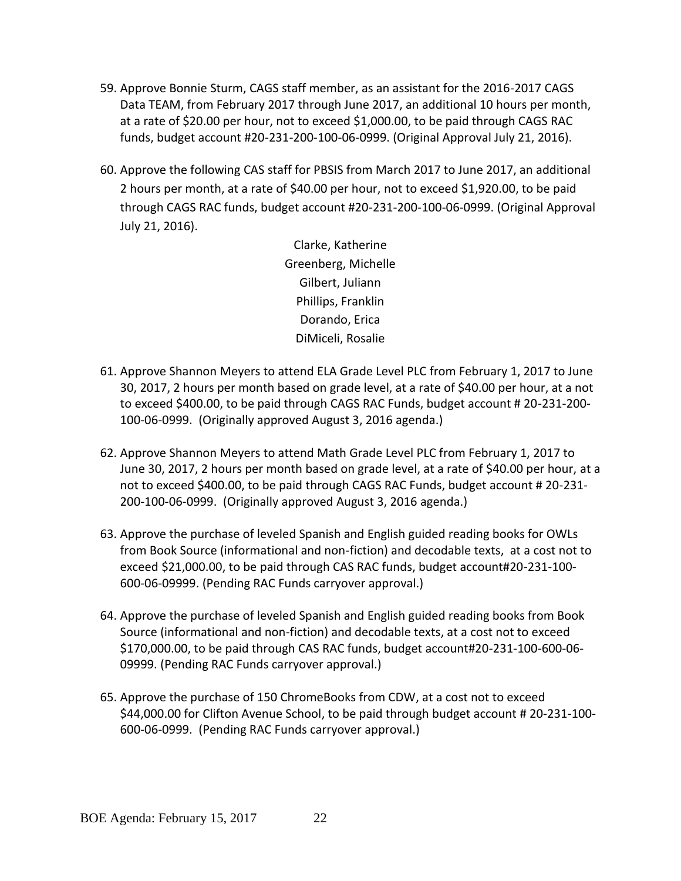59. Approve Bonnie Sturm, CAGS staff member, as an assistant for the 2016-2017 CAGS Data TEAM, from February 2017 through June 2017, an additional 10 hours per month, at a rate of $20.00 per hour, not to exceed $1,000.00, to be paid through CAGS RAC funds, budget account #20-231-200-100-06-0999. (Original Approval July 21, 2016).

60. Approve the following CAS staff for PBSIS from March 2017 to June 2017, an additional 2 hours per month, at a rate of $40.00 per hour, not to exceed $1,920.00, to be paid through CAGS RAC funds, budget account #20-231-200-100-06-0999. (Original Approval July 21, 2016).

    Clarke, Katherine
    Greenberg, Michelle
    Gilbert, Juliann
    Phillips, Franklin
    Dorando, Erica
    DiMiceli, Rosalie

61. Approve Shannon Meyers to attend ELA Grade Level PLC from February 1, 2017 to June 30, 2017, 2 hours per month based on grade level, at a rate of $40.00 per hour, at a not to exceed $400.00, to be paid through CAGS RAC Funds, budget account # 20-231-200-100-06-0999. (Originally approved August 3, 2016 agenda.)

62. Approve Shannon Meyers to attend Math Grade Level PLC from February 1, 2017 to June 30, 2017, 2 hours per month based on grade level, at a rate of $40.00 per hour, at a not to exceed $400.00, to be paid through CAGS RAC Funds, budget account # 20-231-200-100-06-0999. (Originally approved August 3, 2016 agenda.)

63. Approve the purchase of leveled Spanish and English guided reading books for OWLs from Book Source (informational and non-fiction) and decodable texts, at a cost not to exceed $21,000.00, to be paid through CAS RAC funds, budget account#20-231-100-600-06-09999. (Pending RAC Funds carryover approval.)

64. Approve the purchase of leveled Spanish and English guided reading books from Book Source (informational and non-fiction) and decodable texts, at a cost not to exceed $170,000.00, to be paid through CAS RAC funds, budget account#20-231-100-600-06-09999. (Pending RAC Funds carryover approval.)

65. Approve the purchase of 150 ChromeBooks from CDW, at a cost not to exceed $44,000.00 for Clifton Avenue School, to be paid through budget account # 20-231-100-600-06-0999. (Pending RAC Funds carryover approval.)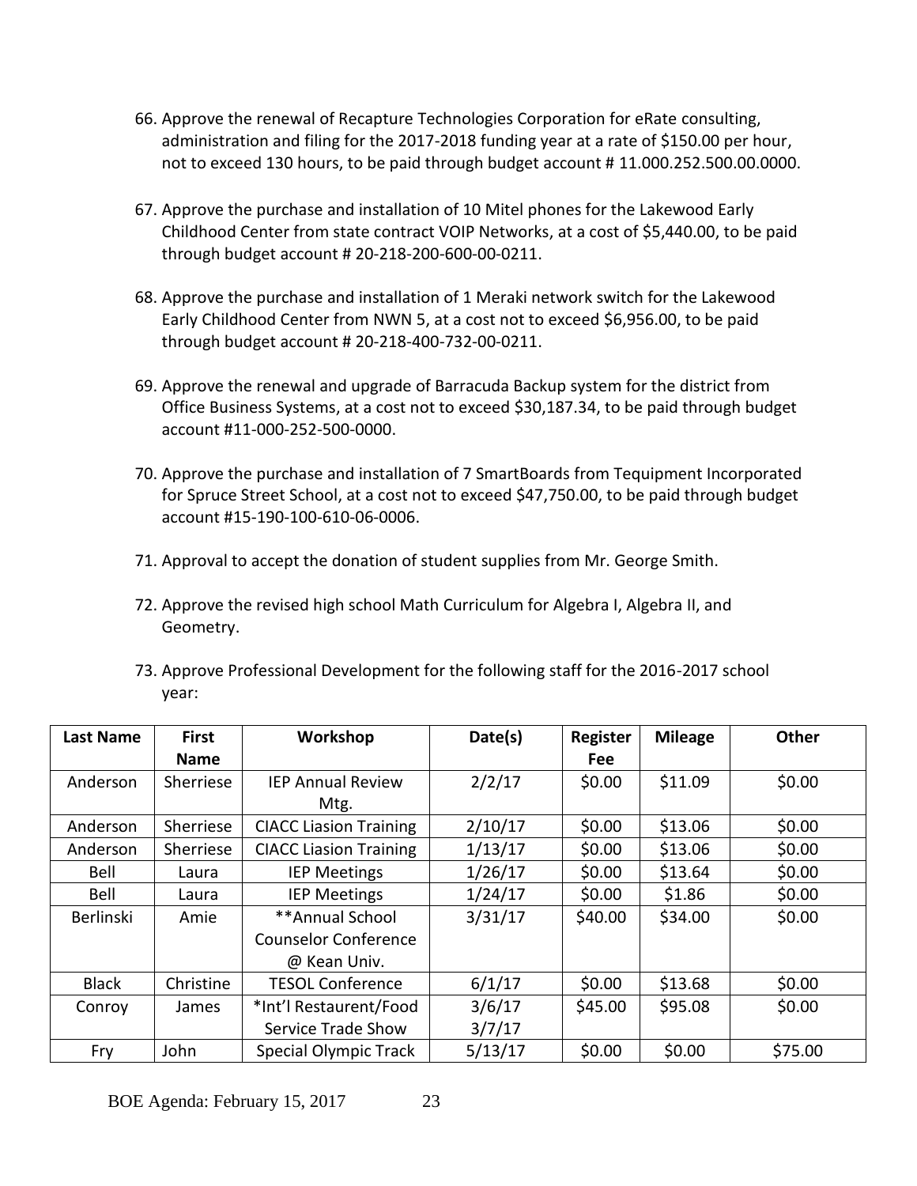66. Approve the renewal of Recapture Technologies Corporation for eRate consulting, administration and filing for the 2017-2018 funding year at a rate of $150.00 per hour, not to exceed 130 hours, to be paid through budget account # 11.000.252.500.00.0000.

67. Approve the purchase and installation of 10 Mitel phones for the Lakewood Early Childhood Center from state contract VOIP Networks, at a cost of $5,440.00, to be paid through budget account # 20-218-200-600-00-0211.

68. Approve the purchase and installation of 1 Meraki network switch for the Lakewood Early Childhood Center from NWN 5, at a cost not to exceed $6,956.00, to be paid through budget account # 20-218-400-732-00-0211.

69. Approve the renewal and upgrade of Barracuda Backup system for the district from Office Business Systems, at a cost not to exceed $30,187.34, to be paid through budget account #11-000-252-500-0000.

70. Approve the purchase and installation of 7 SmartBoards from Tequipment Incorporated for Spruce Street School, at a cost not to exceed $47,750.00, to be paid through budget account #15-190-100-610-06-0006.

71. Approval to accept the donation of student supplies from Mr. George Smith.

72. Approve the revised high school Math Curriculum for Algebra I, Algebra II, and Geometry.

73. Approve Professional Development for the following staff for the 2016-2017 school year:

| Last Name | First Name | Workshop | Date(s) | Register Fee | Mileage | Other |
|---|---|---|---|---|---|---|
| Anderson | Sherriese | IEP Annual Review Mtg. | 2/2/17 | $0.00 | $11.09 | $0.00 |
| Anderson | Sherriese | CIACC Liasion Training | 2/10/17 | $0.00 | $13.06 | $0.00 |
| Anderson | Sherriese | CIACC Liasion Training | 1/13/17 | $0.00 | $13.06 | $0.00 |
| Bell | Laura | IEP Meetings | 1/26/17 | $0.00 | $13.64 | $0.00 |
| Bell | Laura | IEP Meetings | 1/24/17 | $0.00 | $1.86 | $0.00 |
| Berlinski | Amie | **Annual School Counselor Conference @ Kean Univ. | 3/31/17 | $40.00 | $34.00 | $0.00 |
| Black | Christine | TESOL Conference | 6/1/17 | $0.00 | $13.68 | $0.00 |
| Conroy | James | *Int'l Restaurent/Food Service Trade Show | 3/6/17 3/7/17 | $45.00 | $95.08 | $0.00 |
| Fry | John | Special Olympic Track | 5/13/17 | $0.00 | $0.00 | $75.00 |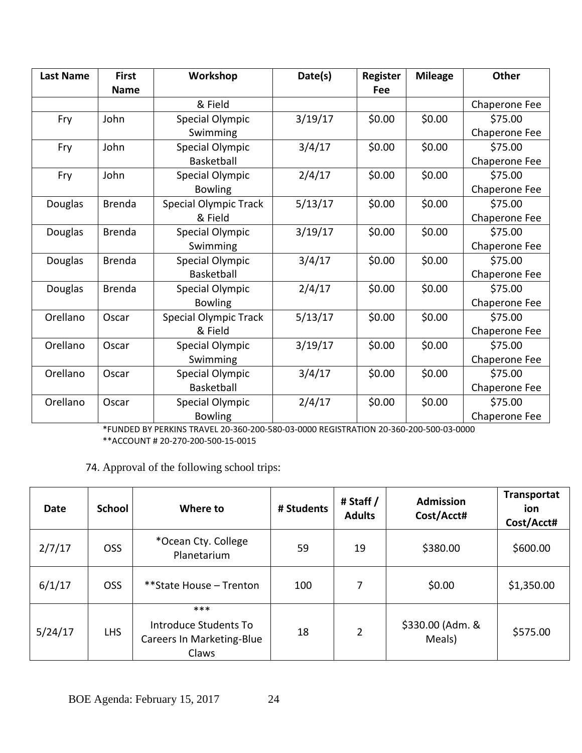| Last Name | First Name | Workshop | Date(s) | Register Fee | Mileage | Other |
|---|---|---|---|---|---|---|
| | | & Field | | | | Chaperone Fee |
| Fry | John | Special Olympic Swimming | 3/19/17 | $0.00 | $0.00 | $75.00 Chaperone Fee |
| Fry | John | Special Olympic Basketball | 3/4/17 | $0.00 | $0.00 | $75.00 Chaperone Fee |
| Fry | John | Special Olympic Bowling | 2/4/17 | $0.00 | $0.00 | $75.00 Chaperone Fee |
| Douglas | Brenda | Special Olympic Track & Field | 5/13/17 | $0.00 | $0.00 | $75.00 Chaperone Fee |
| Douglas | Brenda | Special Olympic Swimming | 3/19/17 | $0.00 | $0.00 | $75.00 Chaperone Fee |
| Douglas | Brenda | Special Olympic Basketball | 3/4/17 | $0.00 | $0.00 | $75.00 Chaperone Fee |
| Douglas | Brenda | Special Olympic Bowling | 2/4/17 | $0.00 | $0.00 | $75.00 Chaperone Fee |
| Orellano | Oscar | Special Olympic Track & Field | 5/13/17 | $0.00 | $0.00 | $75.00 Chaperone Fee |
| Orellano | Oscar | Special Olympic Swimming | 3/19/17 | $0.00 | $0.00 | $75.00 Chaperone Fee |
| Orellano | Oscar | Special Olympic Basketball | 3/4/17 | $0.00 | $0.00 | $75.00 Chaperone Fee |
| Orellano | Oscar | Special Olympic Bowling | 2/4/17 | $0.00 | $0.00 | $75.00 Chaperone Fee |

*FUNDED BY PERKINS TRAVEL 20-360-200-580-03-0000 REGISTRATION 20-360-200-500-03-0000
**ACCOUNT # 20-270-200-500-15-0015

74. Approval of the following school trips:

| Date | School | Where to | # Students | # Staff / Adults | Admission Cost/Acct# | Transportation Cost/Acct# |
|---|---|---|---|---|---|---|
| 2/7/17 | OSS | *Ocean Cty. College Planetarium | 59 | 19 | $380.00 | $600.00 |
| 6/1/17 | OSS | **State House – Trenton | 100 | 7 | $0.00 | $1,350.00 |
| 5/24/17 | LHS | *** Introduce Students To Careers In Marketing-Blue Claws | 18 | 2 | $330.00 (Adm. & Meals) | $575.00 |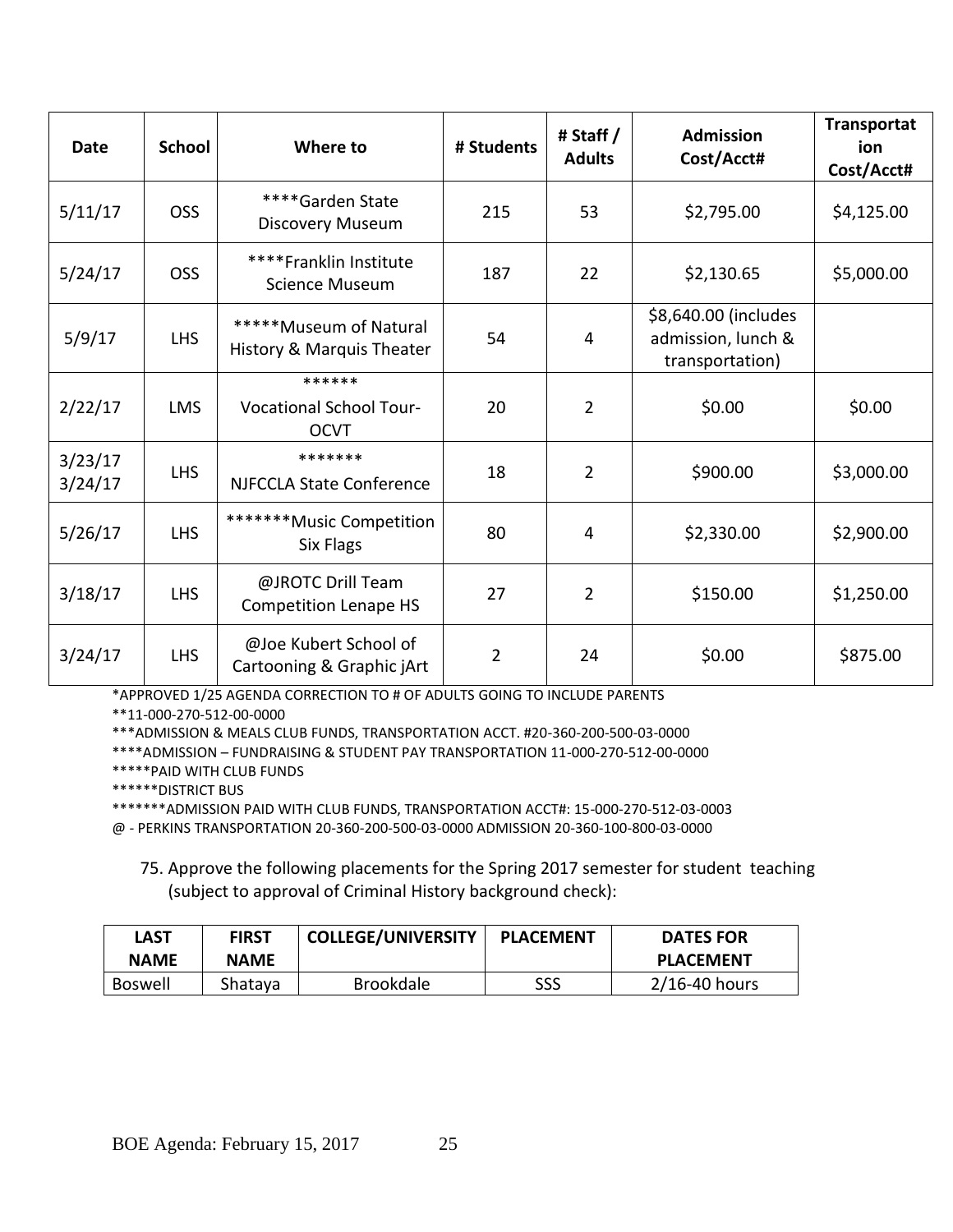| Date | School | Where to | # Students | # Staff / Adults | Admission Cost/Acct# | Transportation Cost/Acct# |
|---|---|---|---|---|---|---|
| 5/11/17 | OSS | ****Garden State Discovery Museum | 215 | 53 | $2,795.00 | $4,125.00 |
| 5/24/17 | OSS | ****Franklin Institute Science Museum | 187 | 22 | $2,130.65 | $5,000.00 |
| 5/9/17 | LHS | *****Museum of Natural History & Marquis Theater | 54 | 4 | $8,640.00 (includes admission, lunch & transportation) | |
| 2/22/17 | LMS | ****** Vocational School Tour-OCVT | 20 | 2 | $0.00 | $0.00 |
| 3/23/17 3/24/17 | LHS | ******* NJFCCLA State Conference | 18 | 2 | $900.00 | $3,000.00 |
| 5/26/17 | LHS | *******Music Competition Six Flags | 80 | 4 | $2,330.00 | $2,900.00 |
| 3/18/17 | LHS | @JROTC Drill Team Competition Lenape HS | 27 | 2 | $150.00 | $1,250.00 |
| 3/24/17 | LHS | @Joe Kubert School of Cartooning & Graphic jArt | 2 | 24 | $0.00 | $875.00 |

*APPROVED 1/25 AGENDA CORRECTION TO # OF ADULTS GOING TO INCLUDE PARENTS

**11-000-270-512-00-0000

***ADMISSION & MEALS CLUB FUNDS, TRANSPORTATION ACCT. #20-360-200-500-03-0000

****ADMISSION – FUNDRAISING & STUDENT PAY TRANSPORTATION 11-000-270-512-00-0000

*****PAID WITH CLUB FUNDS

******DISTRICT BUS

*******ADMISSION PAID WITH CLUB FUNDS, TRANSPORTATION ACCT#: 15-000-270-512-03-0003

@ - PERKINS TRANSPORTATION 20-360-200-500-03-0000 ADMISSION 20-360-100-800-03-0000

75. Approve the following placements for the Spring 2017 semester for student teaching (subject to approval of Criminal History background check):

| LAST NAME | FIRST NAME | COLLEGE/UNIVERSITY | PLACEMENT | DATES FOR PLACEMENT |
|---|---|---|---|---|
| Boswell | Shataya | Brookdale | SSS | 2/16-40 hours |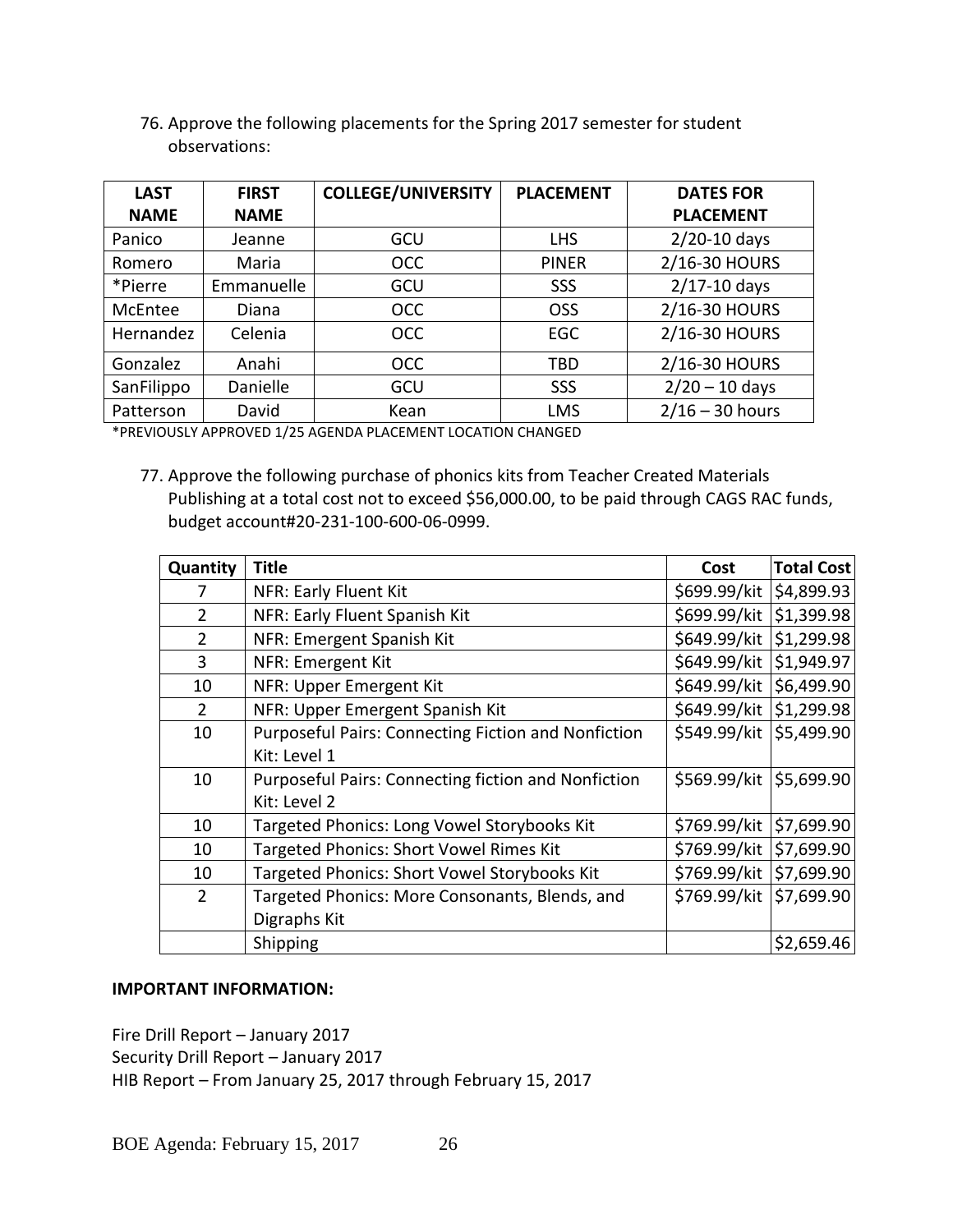76. Approve the following placements for the Spring 2017 semester for student observations:

| LAST NAME | FIRST NAME | COLLEGE/UNIVERSITY | PLACEMENT | DATES FOR PLACEMENT |
|---|---|---|---|---|
| Panico | Jeanne | GCU | LHS | 2/20-10 days |
| Romero | Maria | OCC | PINER | 2/16-30 HOURS |
| *Pierre | Emmanuelle | GCU | SSS | 2/17-10 days |
| McEntee | Diana | OCC | OSS | 2/16-30 HOURS |
| Hernandez | Celenia | OCC | EGC | 2/16-30 HOURS |
| Gonzalez | Anahi | OCC | TBD | 2/16-30 HOURS |
| SanFilippo | Danielle | GCU | SSS | 2/20 – 10 days |
| Patterson | David | Kean | LMS | 2/16 – 30 hours |

*PREVIOUSLY APPROVED 1/25 AGENDA PLACEMENT LOCATION CHANGED

77. Approve the following purchase of phonics kits from Teacher Created Materials Publishing at a total cost not to exceed $56,000.00, to be paid through CAGS RAC funds, budget account#20-231-100-600-06-0999.

| Quantity | Title | Cost | Total Cost |
|---|---|---|---|
| 7 | NFR: Early Fluent Kit | $699.99/kit | $4,899.93 |
| 2 | NFR: Early Fluent Spanish Kit | $699.99/kit | $1,399.98 |
| 2 | NFR: Emergent Spanish Kit | $649.99/kit | $1,299.98 |
| 3 | NFR: Emergent Kit | $649.99/kit | $1,949.97 |
| 10 | NFR: Upper Emergent Kit | $649.99/kit | $6,499.90 |
| 2 | NFR: Upper Emergent Spanish Kit | $649.99/kit | $1,299.98 |
| 10 | Purposeful Pairs: Connecting Fiction and Nonfiction Kit: Level 1 | $549.99/kit | $5,499.90 |
| 10 | Purposeful Pairs: Connecting fiction and Nonfiction Kit: Level 2 | $569.99/kit | $5,699.90 |
| 10 | Targeted Phonics: Long Vowel Storybooks Kit | $769.99/kit | $7,699.90 |
| 10 | Targeted Phonics: Short Vowel Rimes Kit | $769.99/kit | $7,699.90 |
| 10 | Targeted Phonics: Short Vowel Storybooks Kit | $769.99/kit | $7,699.90 |
| 2 | Targeted Phonics: More Consonants, Blends, and Digraphs Kit | $769.99/kit | $7,699.90 |
| | Shipping | | $2,659.46 |

**IMPORTANT INFORMATION:**

Fire Drill Report – January 2017
Security Drill Report – January 2017
HIB Report – From January 25, 2017 through February 15, 2017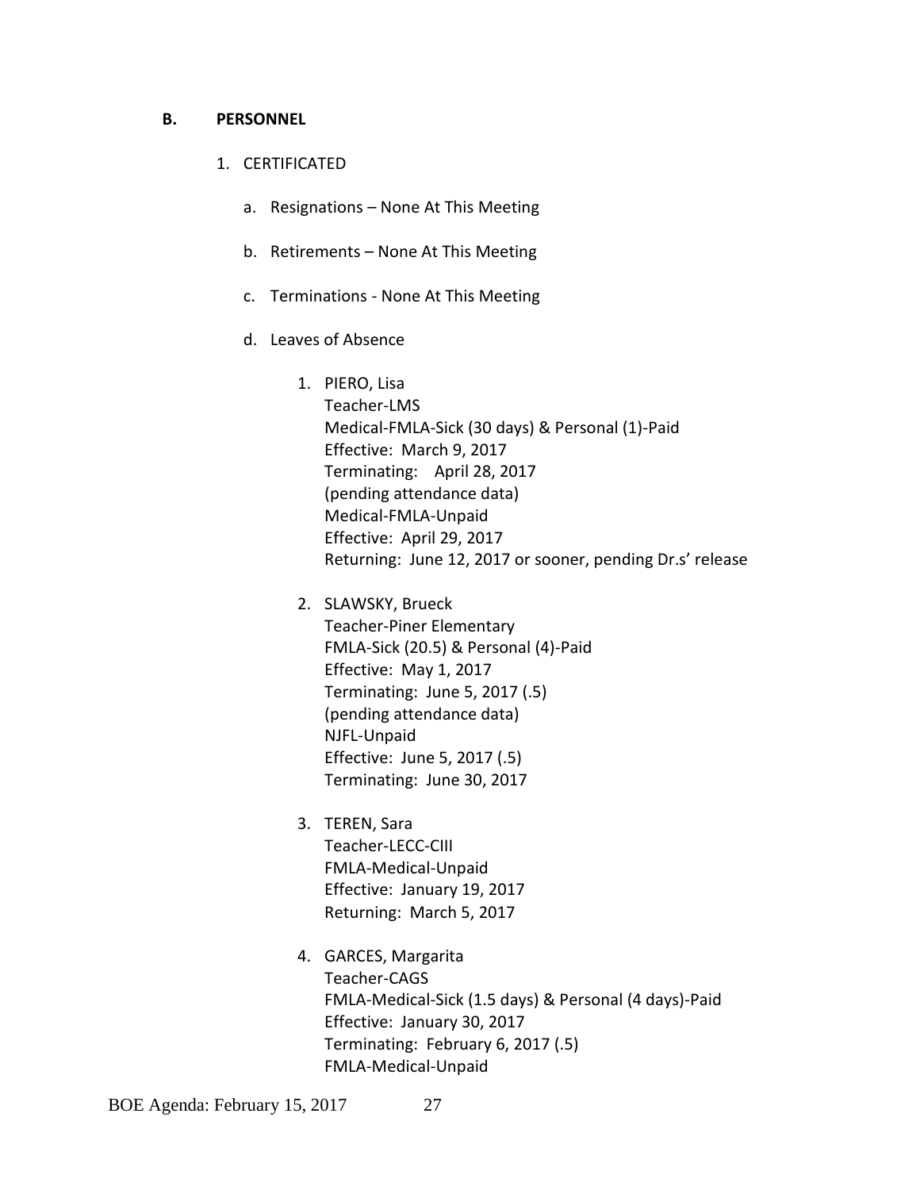**B. PERSONNEL**

1. CERTIFICATED

   a. Resignations – None At This Meeting

   b. Retirements – None At This Meeting

   c. Terminations - None At This Meeting

   d. Leaves of Absence

      1. PIERO, Lisa
         Teacher-LMS
         Medical-FMLA-Sick (30 days) & Personal (1)-Paid
         Effective: March 9, 2017
         Terminating: April 28, 2017
         (pending attendance data)
         Medical-FMLA-Unpaid
         Effective: April 29, 2017
         Returning: June 12, 2017 or sooner, pending Dr.s' release

      2. SLAWSKY, Brueck
         Teacher-Piner Elementary
         FMLA-Sick (20.5) & Personal (4)-Paid
         Effective: May 1, 2017
         Terminating: June 5, 2017 (.5)
         (pending attendance data)
         NJFL-Unpaid
         Effective: June 5, 2017 (.5)
         Terminating: June 30, 2017

      3. TEREN, Sara
         Teacher-LECC-CIII
         FMLA-Medical-Unpaid
         Effective: January 19, 2017
         Returning: March 5, 2017

      4. GARCES, Margarita
         Teacher-CAGS
         FMLA-Medical-Sick (1.5 days) & Personal (4 days)-Paid
         Effective: January 30, 2017
         Terminating: February 6, 2017 (.5)
         FMLA-Medical-Unpaid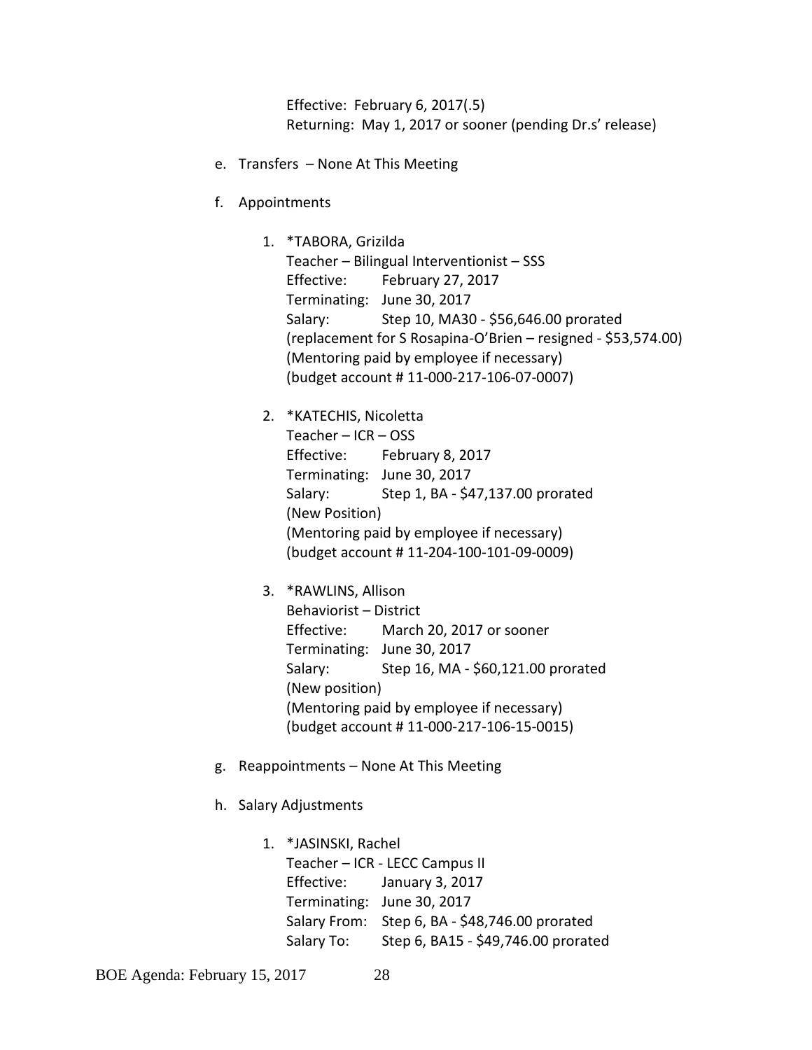Effective: February 6, 2017(.5)
Returning: May 1, 2017 or sooner (pending Dr.s' release)

e. Transfers – None At This Meeting

f. Appointments

1. *TABORA, Grizilda
   Teacher – Bilingual Interventionist – SSS
   Effective: February 27, 2017
   Terminating: June 30, 2017
   Salary: Step 10, MA30 - $56,646.00 prorated
   (replacement for S Rosapina-O'Brien – resigned - $53,574.00)
   (Mentoring paid by employee if necessary)
   (budget account # 11-000-217-106-07-0007)

2. *KATECHIS, Nicoletta
   Teacher – ICR – OSS
   Effective: February 8, 2017
   Terminating: June 30, 2017
   Salary: Step 1, BA - $47,137.00 prorated
   (New Position)
   (Mentoring paid by employee if necessary)
   (budget account # 11-204-100-101-09-0009)

3. *RAWLINS, Allison
   Behaviorist – District
   Effective: March 20, 2017 or sooner
   Terminating: June 30, 2017
   Salary: Step 16, MA - $60,121.00 prorated
   (New position)
   (Mentoring paid by employee if necessary)
   (budget account # 11-000-217-106-15-0015)

g. Reappointments – None At This Meeting

h. Salary Adjustments

1. *JASINSKI, Rachel
   Teacher – ICR - LECC Campus II
   Effective: January 3, 2017
   Terminating: June 30, 2017
   Salary From: Step 6, BA - $48,746.00 prorated
   Salary To: Step 6, BA15 - $49,746.00 prorated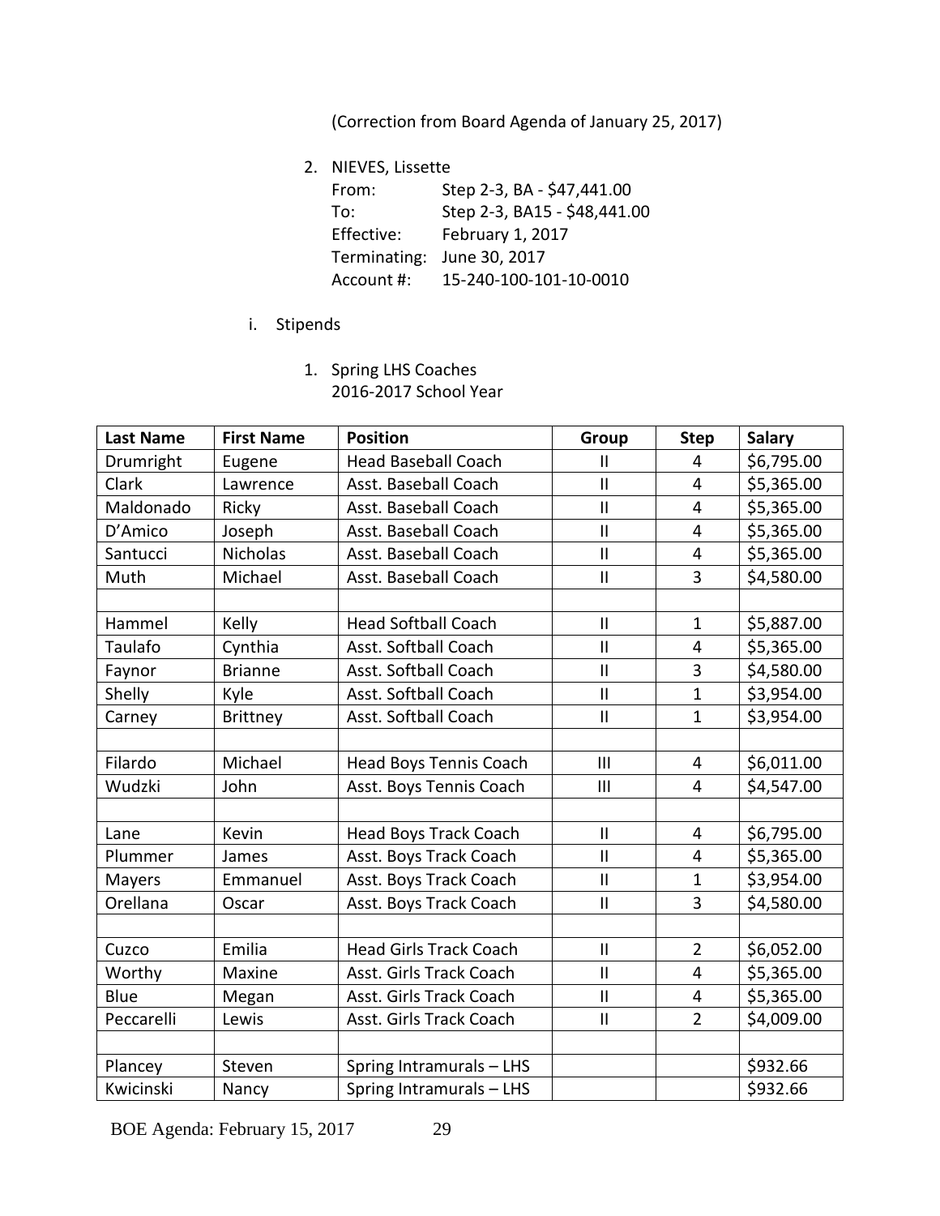(Correction from Board Agenda of January 25, 2017)

2. NIEVES, Lissette

   From: Step 2-3, BA - $47,441.00
   To: Step 2-3, BA15 - $48,441.00
   Effective: February 1, 2017
   Terminating: June 30, 2017
   Account #: 15-240-100-101-10-0010

i. Stipends

1. Spring LHS Coaches
   2016-2017 School Year

| Last Name | First Name | Position | Group | Step | Salary |
|---|---|---|---|---|---|
| Drumright | Eugene | Head Baseball Coach | II | 4 | $6,795.00 |
| Clark | Lawrence | Asst. Baseball Coach | II | 4 | $5,365.00 |
| Maldonado | Ricky | Asst. Baseball Coach | II | 4 | $5,365.00 |
| D'Amico | Joseph | Asst. Baseball Coach | II | 4 | $5,365.00 |
| Santucci | Nicholas | Asst. Baseball Coach | II | 4 | $5,365.00 |
| Muth | Michael | Asst. Baseball Coach | II | 3 | $4,580.00 |
| | | | | | |
| Hammel | Kelly | Head Softball Coach | II | 1 | $5,887.00 |
| Taulafo | Cynthia | Asst. Softball Coach | II | 4 | $5,365.00 |
| Faynor | Brianne | Asst. Softball Coach | II | 3 | $4,580.00 |
| Shelly | Kyle | Asst. Softball Coach | II | 1 | $3,954.00 |
| Carney | Brittney | Asst. Softball Coach | II | 1 | $3,954.00 |
| | | | | | |
| Filardo | Michael | Head Boys Tennis Coach | III | 4 | $6,011.00 |
| Wudzki | John | Asst. Boys Tennis Coach | III | 4 | $4,547.00 |
| | | | | | |
| Lane | Kevin | Head Boys Track Coach | II | 4 | $6,795.00 |
| Plummer | James | Asst. Boys Track Coach | II | 4 | $5,365.00 |
| Mayers | Emmanuel | Asst. Boys Track Coach | II | 1 | $3,954.00 |
| Orellana | Oscar | Asst. Boys Track Coach | II | 3 | $4,580.00 |
| | | | | | |
| Cuzco | Emilia | Head Girls Track Coach | II | 2 | $6,052.00 |
| Worthy | Maxine | Asst. Girls Track Coach | II | 4 | $5,365.00 |
| Blue | Megan | Asst. Girls Track Coach | II | 4 | $5,365.00 |
| Peccarelli | Lewis | Asst. Girls Track Coach | II | 2 | $4,009.00 |
| | | | | | |
| Plancey | Steven | Spring Intramurals – LHS | | | $932.66 |
| Kwicinski | Nancy | Spring Intramurals – LHS | | | $932.66 |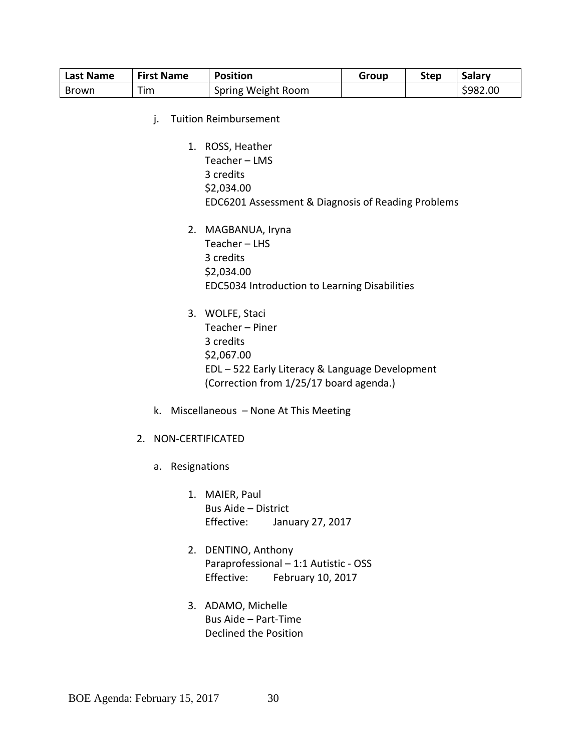| Last Name | First Name | Position | Group | Step | Salary |
|---|---|---|---|---|---|
| Brown | Tim | Spring Weight Room | | | $982.00 |

j. Tuition Reimbursement

1. ROSS, Heather
   Teacher – LMS
   3 credits
   $2,034.00
   EDC6201 Assessment & Diagnosis of Reading Problems

2. MAGBANUA, Iryna
   Teacher – LHS
   3 credits
   $2,034.00
   EDC5034 Introduction to Learning Disabilities

3. WOLFE, Staci
   Teacher – Piner
   3 credits
   $2,067.00
   EDL – 522 Early Literacy & Language Development
   (Correction from 1/25/17 board agenda.)

k. Miscellaneous – None At This Meeting

2. NON-CERTIFICATED

a. Resignations

1. MAIER, Paul
   Bus Aide – District
   Effective: January 27, 2017

2. DENTINO, Anthony
   Paraprofessional – 1:1 Autistic - OSS
   Effective: February 10, 2017

3. ADAMO, Michelle
   Bus Aide – Part-Time
   Declined the Position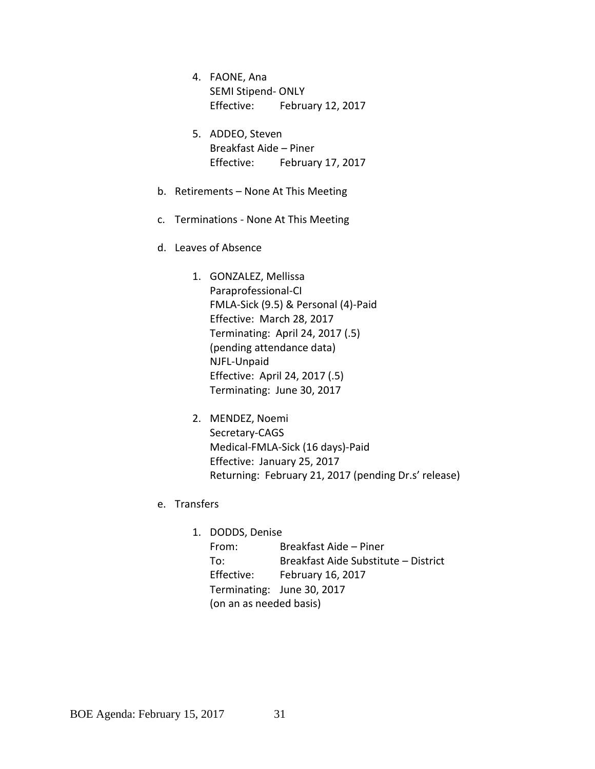4. FAONE, Ana
   SEMI Stipend- ONLY
   Effective: February 12, 2017

5. ADDEO, Steven
   Breakfast Aide – Piner
   Effective: February 17, 2017

b. Retirements – None At This Meeting

c. Terminations - None At This Meeting

d. Leaves of Absence

   1. GONZALEZ, Mellissa
      Paraprofessional-CI
      FMLA-Sick (9.5) & Personal (4)-Paid
      Effective: March 28, 2017
      Terminating: April 24, 2017 (.5)
      (pending attendance data)
      NJFL-Unpaid
      Effective: April 24, 2017 (.5)
      Terminating: June 30, 2017

   2. MENDEZ, Noemi
      Secretary-CAGS
      Medical-FMLA-Sick (16 days)-Paid
      Effective: January 25, 2017
      Returning: February 21, 2017 (pending Dr.s' release)

e. Transfers

   1. DODDS, Denise
      From: Breakfast Aide – Piner
      To: Breakfast Aide Substitute – District
      Effective: February 16, 2017
      Terminating: June 30, 2017
      (on an as needed basis)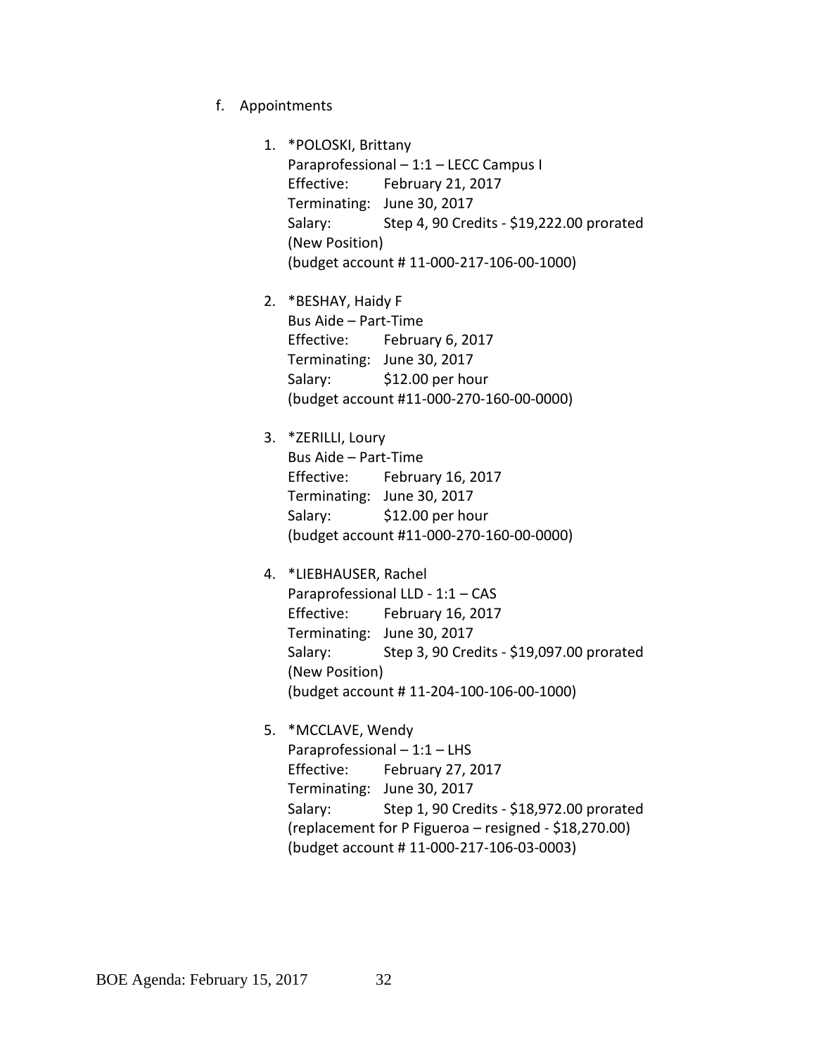f. Appointments

1. *POLOSKI, Brittany
   Paraprofessional – 1:1 – LECC Campus I
   Effective: February 21, 2017
   Terminating: June 30, 2017
   Salary: Step 4, 90 Credits - $19,222.00 prorated
   (New Position)
   (budget account # 11-000-217-106-00-1000)

2. *BESHAY, Haidy F
   Bus Aide – Part-Time
   Effective: February 6, 2017
   Terminating: June 30, 2017
   Salary: $12.00 per hour
   (budget account #11-000-270-160-00-0000)

3. *ZERILLI, Loury
   Bus Aide – Part-Time
   Effective: February 16, 2017
   Terminating: June 30, 2017
   Salary: $12.00 per hour
   (budget account #11-000-270-160-00-0000)

4. *LIEBHAUSER, Rachel
   Paraprofessional LLD - 1:1 – CAS
   Effective: February 16, 2017
   Terminating: June 30, 2017
   Salary: Step 3, 90 Credits - $19,097.00 prorated
   (New Position)
   (budget account # 11-204-100-106-00-1000)

5. *MCCLAVE, Wendy
   Paraprofessional – 1:1 – LHS
   Effective: February 27, 2017
   Terminating: June 30, 2017
   Salary: Step 1, 90 Credits - $18,972.00 prorated
   (replacement for P Figueroa – resigned - $18,270.00)
   (budget account # 11-000-217-106-03-0003)

BOE Agenda: February 15, 2017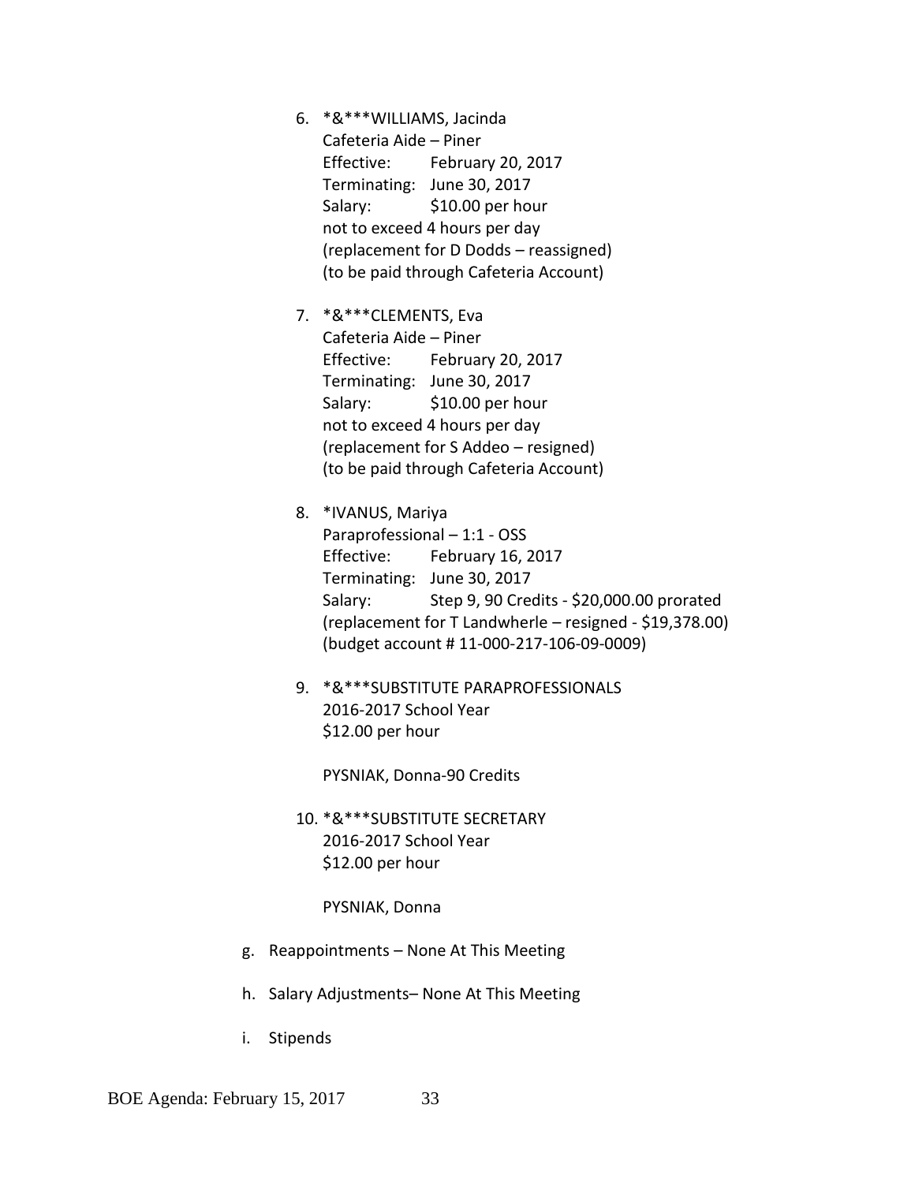6. *&***WILLIAMS, Jacinda
   Cafeteria Aide – Piner
   Effective: February 20, 2017
   Terminating: June 30, 2017
   Salary: $10.00 per hour
   not to exceed 4 hours per day
   (replacement for D Dodds – reassigned)
   (to be paid through Cafeteria Account)

7. *&***CLEMENTS, Eva
   Cafeteria Aide – Piner
   Effective: February 20, 2017
   Terminating: June 30, 2017
   Salary: $10.00 per hour
   not to exceed 4 hours per day
   (replacement for S Addeo – resigned)
   (to be paid through Cafeteria Account)

8. *IVANUS, Mariya
   Paraprofessional – 1:1 - OSS
   Effective: February 16, 2017
   Terminating: June 30, 2017
   Salary: Step 9, 90 Credits - $20,000.00 prorated
   (replacement for T Landwherle – resigned - $19,378.00)
   (budget account # 11-000-217-106-09-0009)

9. *&***SUBSTITUTE PARAPROFESSIONALS
   2016-2017 School Year
   $12.00 per hour

   PYSNIAK, Donna-90 Credits

10. *&***SUBSTITUTE SECRETARY
    2016-2017 School Year
    $12.00 per hour

    PYSNIAK, Donna

g. Reappointments – None At This Meeting

h. Salary Adjustments– None At This Meeting

i. Stipends

BOE Agenda: February 15, 2017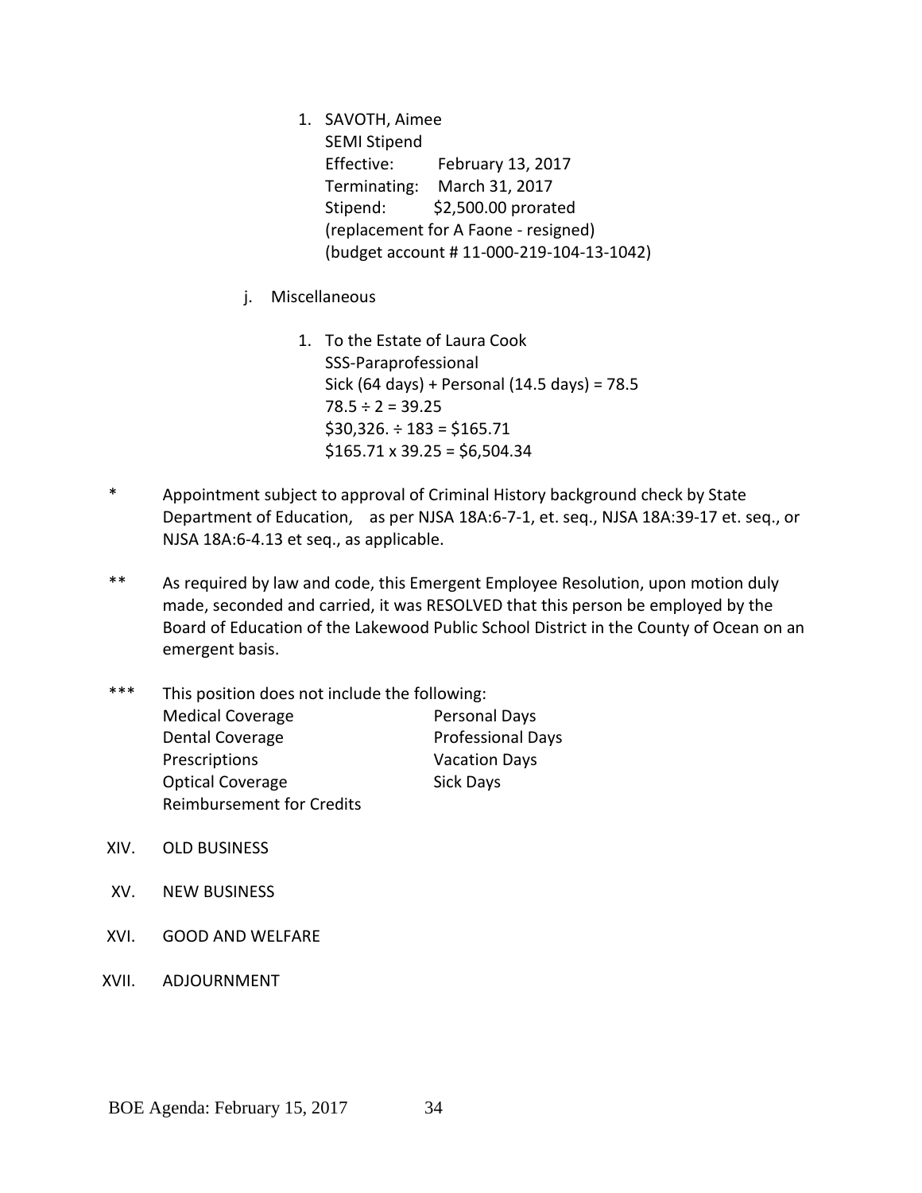1. SAVOTH, Aimee
   SEMI Stipend
   Effective: February 13, 2017
   Terminating: March 31, 2017
   Stipend: $2,500.00 prorated
   (replacement for A Faone - resigned)
   (budget account # 11-000-219-104-13-1042)

j. Miscellaneous

1. To the Estate of Laura Cook
   SSS-Paraprofessional
   Sick (64 days) + Personal (14.5 days) = 78.5
   78.5 ÷ 2 = 39.25
   $30,326. ÷ 183 = $165.71
   $165.71 x 39.25 = $6,504.34

\* Appointment subject to approval of Criminal History background check by State Department of Education, as per NJSA 18A:6-7-1, et. seq., NJSA 18A:39-17 et. seq., or NJSA 18A:6-4.13 et seq., as applicable.

\*\* As required by law and code, this Emergent Employee Resolution, upon motion duly made, seconded and carried, it was RESOLVED that this person be employed by the Board of Education of the Lakewood Public School District in the County of Ocean on an emergent basis.

\*\*\* This position does not include the following:

| | |
|---|---|
| Medical Coverage | Personal Days |
| Dental Coverage | Professional Days |
| Prescriptions | Vacation Days |
| Optical Coverage | Sick Days |
| Reimbursement for Credits | |

XIV. OLD BUSINESS

XV. NEW BUSINESS

XVI. GOOD AND WELFARE

XVII. ADJOURNMENT